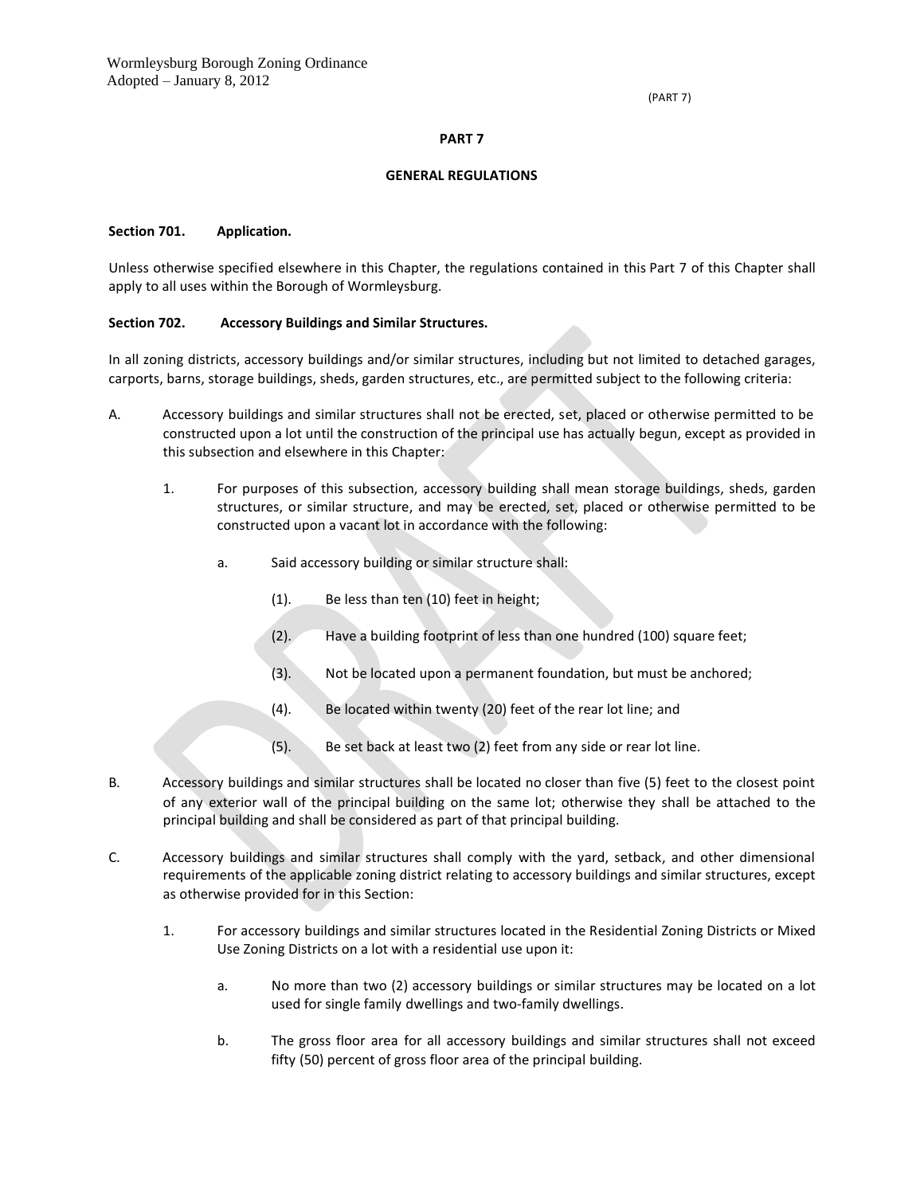# PART 7

## GENERAL REGULATIONS

### Section 701. Application.

Unless otherwise specified elsewhere in this Chapter, the regulations contained in this Part 7 of this Chapter shall apply to all uses within the Borough of Wormleysburg.

### Section 702. Accessory Buildings and Similar Structures.

In all zoning districts, accessory buildings and/or similar structures, including but not limited to detached garages, carports, barns, storage buildings, sheds, garden structures, etc., are permitted subject to the following criteria:

A. Accessory buildings and similar structures shall not be erected, set, placed or otherwise permitted to be constructed upon a lot until the construction of the principal use has actually begun, except as provided in this subsection and elsewhere in this Chapter:

  1. For purposes of this subsection, accessory building shall mean storage buildings, sheds, garden structures, or similar structure, and may be erected, set, placed or otherwise permitted to be constructed upon a vacant lot in accordance with the following:

    a. Said accessory building or similar structure shall:

      (1). Be less than ten (10) feet in height;

      (2). Have a building footprint of less than one hundred (100) square feet;

      (3). Not be located upon a permanent foundation, but must be anchored;

      (4). Be located within twenty (20) feet of the rear lot line; and

      (5). Be set back at least two (2) feet from any side or rear lot line.

B. Accessory buildings and similar structures shall be located no closer than five (5) feet to the closest point of any exterior wall of the principal building on the same lot; otherwise they shall be attached to the principal building and shall be considered as part of that principal building.

C. Accessory buildings and similar structures shall comply with the yard, setback, and other dimensional requirements of the applicable zoning district relating to accessory buildings and similar structures, except as otherwise provided for in this Section:

  1. For accessory buildings and similar structures located in the Residential Zoning Districts or Mixed Use Zoning Districts on a lot with a residential use upon it:

    a. No more than two (2) accessory buildings or similar structures may be located on a lot used for single family dwellings and two-family dwellings.

    b. The gross floor area for all accessory buildings and similar structures shall not exceed fifty (50) percent of gross floor area of the principal building.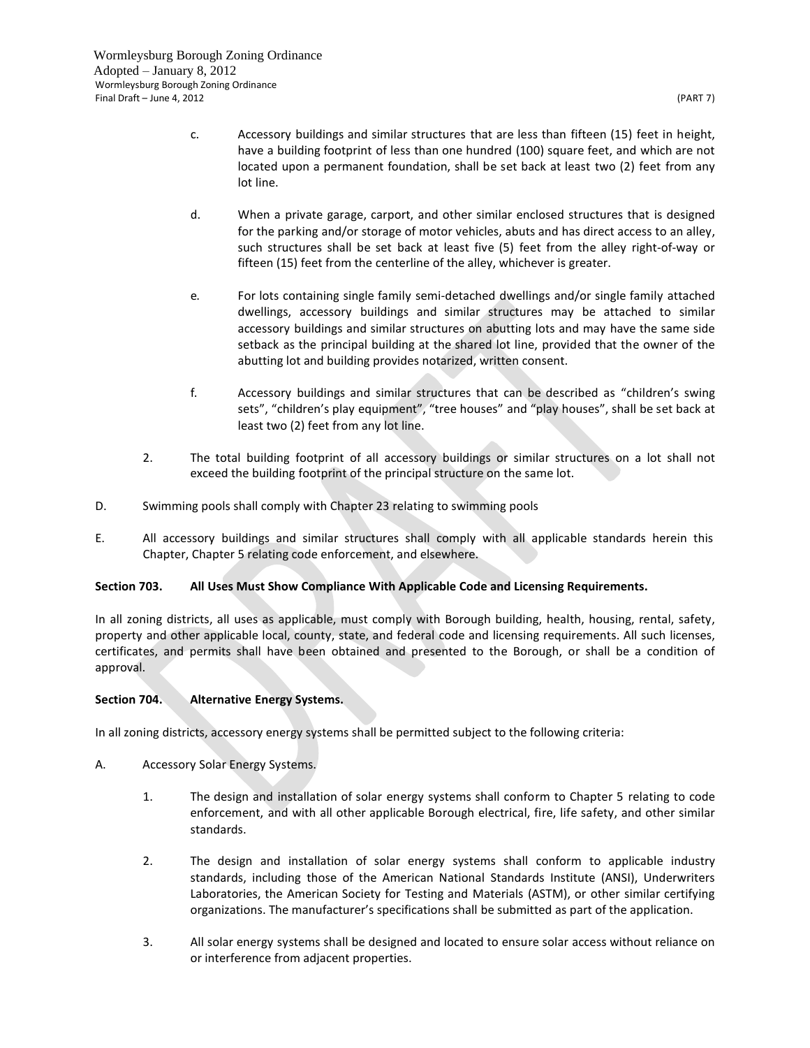c. Accessory buildings and similar structures that are less than fifteen (15) feet in height, have a building footprint of less than one hundred (100) square feet, and which are not located upon a permanent foundation, shall be set back at least two (2) feet from any lot line.

d. When a private garage, carport, and other similar enclosed structures that is designed for the parking and/or storage of motor vehicles, abuts and has direct access to an alley, such structures shall be set back at least five (5) feet from the alley right-of-way or fifteen (15) feet from the centerline of the alley, whichever is greater.

e. For lots containing single family semi-detached dwellings and/or single family attached dwellings, accessory buildings and similar structures may be attached to similar accessory buildings and similar structures on abutting lots and may have the same side setback as the principal building at the shared lot line, provided that the owner of the abutting lot and building provides notarized, written consent.

f. Accessory buildings and similar structures that can be described as "children's swing sets", "children's play equipment", "tree houses" and "play houses", shall be set back at least two (2) feet from any lot line.

2. The total building footprint of all accessory buildings or similar structures on a lot shall not exceed the building footprint of the principal structure on the same lot.

D. Swimming pools shall comply with Chapter 23 relating to swimming pools

E. All accessory buildings and similar structures shall comply with all applicable standards herein this Chapter, Chapter 5 relating code enforcement, and elsewhere.

**Section 703. All Uses Must Show Compliance With Applicable Code and Licensing Requirements.**

In all zoning districts, all uses as applicable, must comply with Borough building, health, housing, rental, safety, property and other applicable local, county, state, and federal code and licensing requirements. All such licenses, certificates, and permits shall have been obtained and presented to the Borough, or shall be a condition of approval.

**Section 704. Alternative Energy Systems.**

In all zoning districts, accessory energy systems shall be permitted subject to the following criteria:

A. Accessory Solar Energy Systems.

1. The design and installation of solar energy systems shall conform to Chapter 5 relating to code enforcement, and with all other applicable Borough electrical, fire, life safety, and other similar standards.

2. The design and installation of solar energy systems shall conform to applicable industry standards, including those of the American National Standards Institute (ANSI), Underwriters Laboratories, the American Society for Testing and Materials (ASTM), or other similar certifying organizations. The manufacturer's specifications shall be submitted as part of the application.

3. All solar energy systems shall be designed and located to ensure solar access without reliance on or interference from adjacent properties.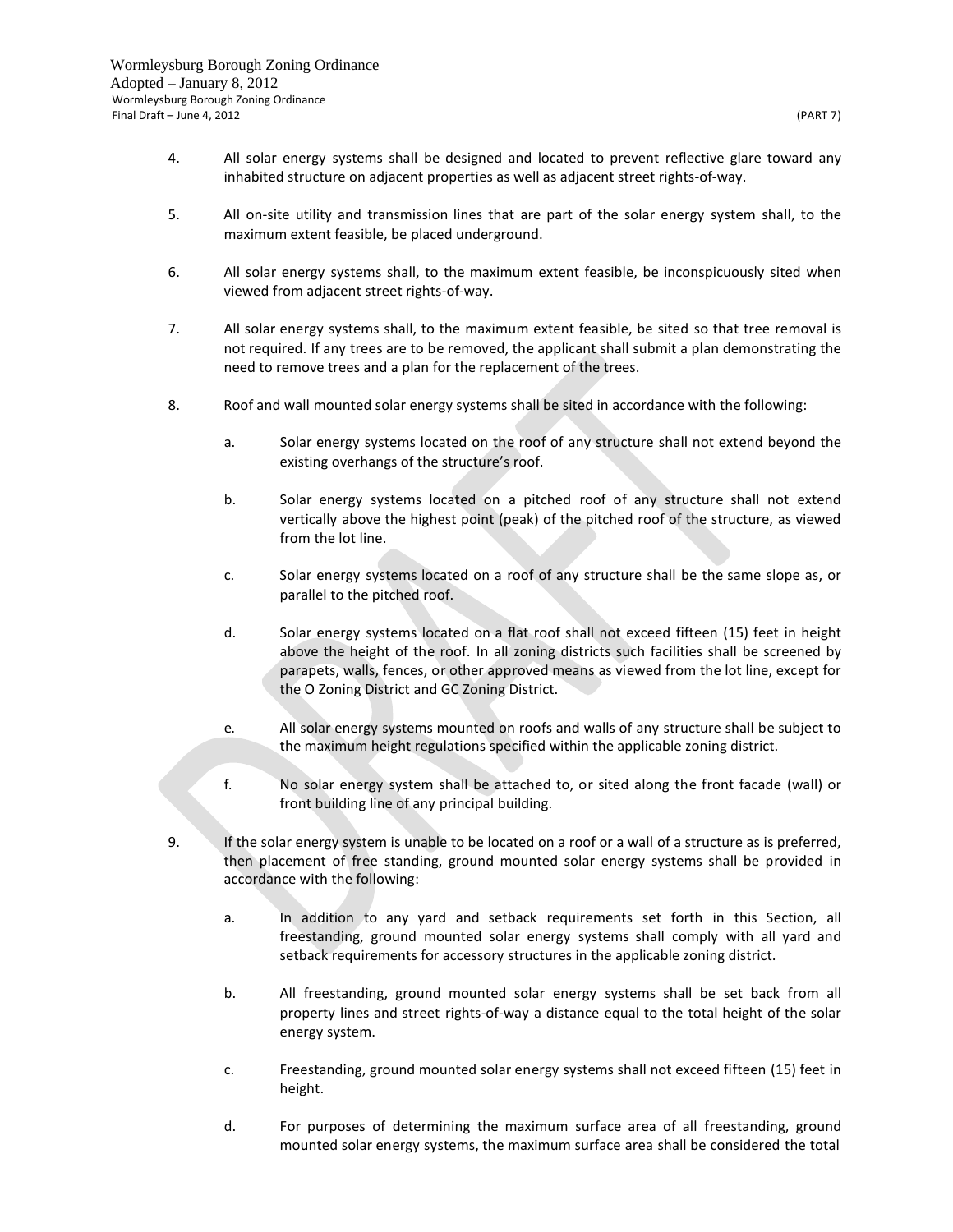4. All solar energy systems shall be designed and located to prevent reflective glare toward any inhabited structure on adjacent properties as well as adjacent street rights-of-way.

5. All on-site utility and transmission lines that are part of the solar energy system shall, to the maximum extent feasible, be placed underground.

6. All solar energy systems shall, to the maximum extent feasible, be inconspicuously sited when viewed from adjacent street rights-of-way.

7. All solar energy systems shall, to the maximum extent feasible, be sited so that tree removal is not required. If any trees are to be removed, the applicant shall submit a plan demonstrating the need to remove trees and a plan for the replacement of the trees.

8. Roof and wall mounted solar energy systems shall be sited in accordance with the following:

   a. Solar energy systems located on the roof of any structure shall not extend beyond the existing overhangs of the structure's roof.

   b. Solar energy systems located on a pitched roof of any structure shall not extend vertically above the highest point (peak) of the pitched roof of the structure, as viewed from the lot line.

   c. Solar energy systems located on a roof of any structure shall be the same slope as, or parallel to the pitched roof.

   d. Solar energy systems located on a flat roof shall not exceed fifteen (15) feet in height above the height of the roof. In all zoning districts such facilities shall be screened by parapets, walls, fences, or other approved means as viewed from the lot line, except for the O Zoning District and GC Zoning District.

   e. All solar energy systems mounted on roofs and walls of any structure shall be subject to the maximum height regulations specified within the applicable zoning district.

   f. No solar energy system shall be attached to, or sited along the front facade (wall) or front building line of any principal building.

9. If the solar energy system is unable to be located on a roof or a wall of a structure as is preferred, then placement of free standing, ground mounted solar energy systems shall be provided in accordance with the following:

   a. In addition to any yard and setback requirements set forth in this Section, all freestanding, ground mounted solar energy systems shall comply with all yard and setback requirements for accessory structures in the applicable zoning district.

   b. All freestanding, ground mounted solar energy systems shall be set back from all property lines and street rights-of-way a distance equal to the total height of the solar energy system.

   c. Freestanding, ground mounted solar energy systems shall not exceed fifteen (15) feet in height.

   d. For purposes of determining the maximum surface area of all freestanding, ground mounted solar energy systems, the maximum surface area shall be considered the total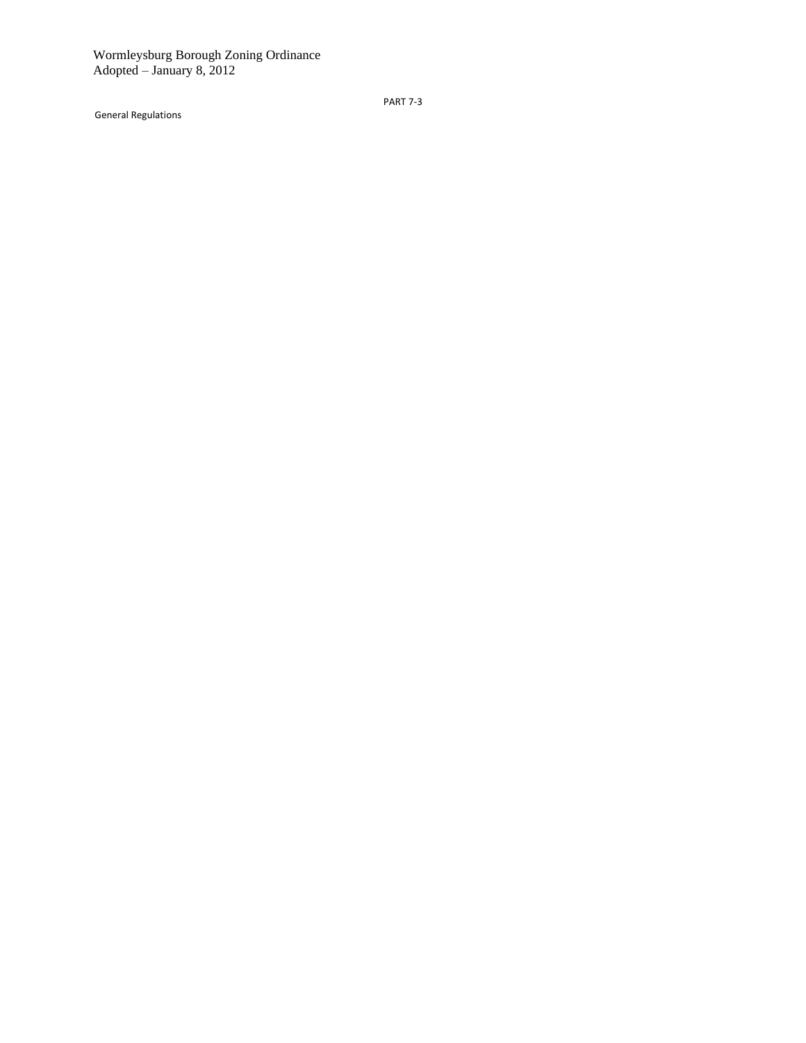PART 7-3

General Regulations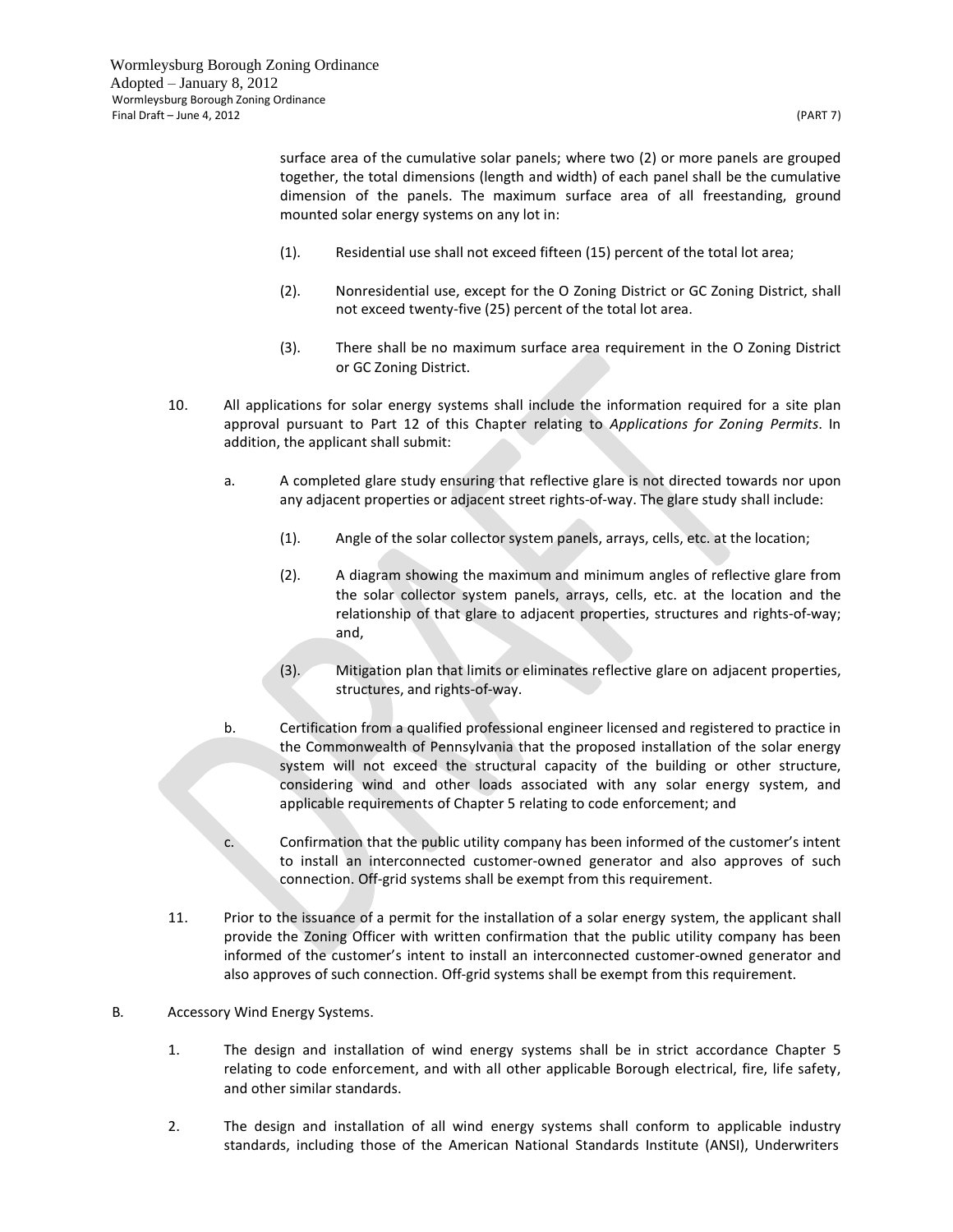surface area of the cumulative solar panels; where two (2) or more panels are grouped together, the total dimensions (length and width) of each panel shall be the cumulative dimension of the panels. The maximum surface area of all freestanding, ground mounted solar energy systems on any lot in:

(1). Residential use shall not exceed fifteen (15) percent of the total lot area;

(2). Nonresidential use, except for the O Zoning District or GC Zoning District, shall not exceed twenty-five (25) percent of the total lot area.

(3). There shall be no maximum surface area requirement in the O Zoning District or GC Zoning District.

10. All applications for solar energy systems shall include the information required for a site plan approval pursuant to Part 12 of this Chapter relating to *Applications for Zoning Permits*. In addition, the applicant shall submit:

a. A completed glare study ensuring that reflective glare is not directed towards nor upon any adjacent properties or adjacent street rights-of-way. The glare study shall include:

(1). Angle of the solar collector system panels, arrays, cells, etc. at the location;

(2). A diagram showing the maximum and minimum angles of reflective glare from the solar collector system panels, arrays, cells, etc. at the location and the relationship of that glare to adjacent properties, structures and rights-of-way; and,

(3). Mitigation plan that limits or eliminates reflective glare on adjacent properties, structures, and rights-of-way.

b. Certification from a qualified professional engineer licensed and registered to practice in the Commonwealth of Pennsylvania that the proposed installation of the solar energy system will not exceed the structural capacity of the building or other structure, considering wind and other loads associated with any solar energy system, and applicable requirements of Chapter 5 relating to code enforcement; and

c. Confirmation that the public utility company has been informed of the customer's intent to install an interconnected customer-owned generator and also approves of such connection. Off-grid systems shall be exempt from this requirement.

11. Prior to the issuance of a permit for the installation of a solar energy system, the applicant shall provide the Zoning Officer with written confirmation that the public utility company has been informed of the customer's intent to install an interconnected customer-owned generator and also approves of such connection. Off-grid systems shall be exempt from this requirement.

B. Accessory Wind Energy Systems.

1. The design and installation of wind energy systems shall be in strict accordance Chapter 5 relating to code enforcement, and with all other applicable Borough electrical, fire, life safety, and other similar standards.

2. The design and installation of all wind energy systems shall conform to applicable industry standards, including those of the American National Standards Institute (ANSI), Underwriters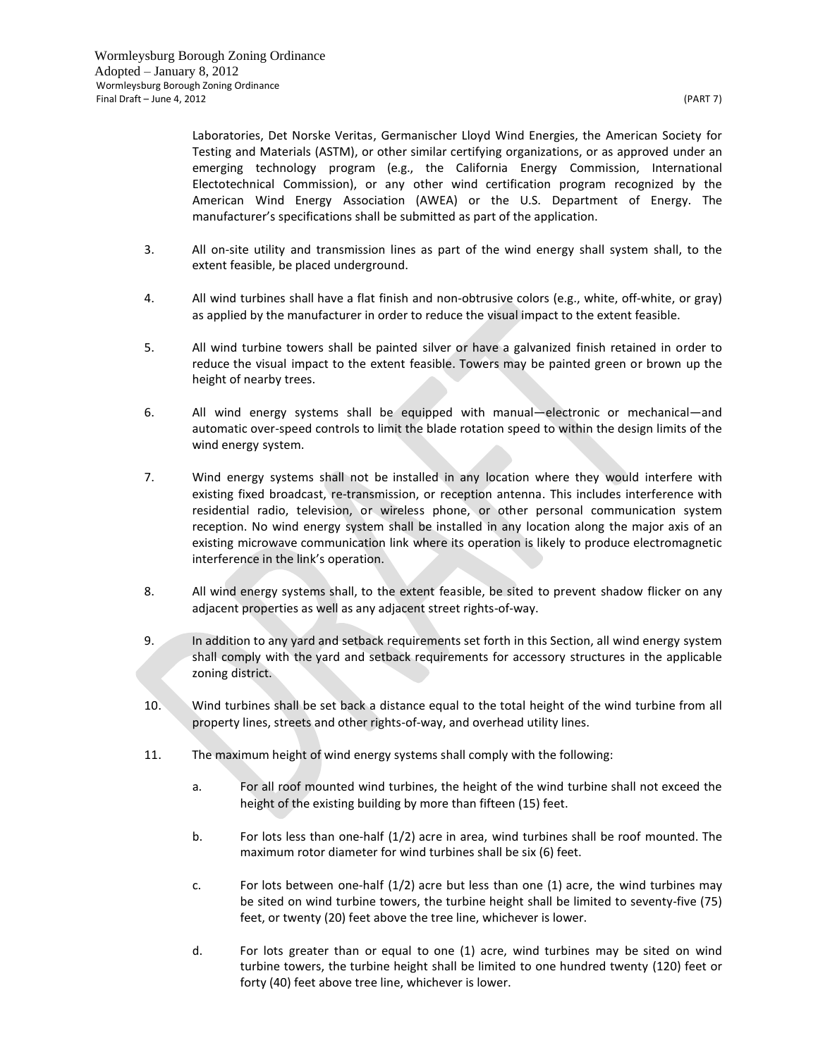Laboratories, Det Norske Veritas, Germanischer Lloyd Wind Energies, the American Society for Testing and Materials (ASTM), or other similar certifying organizations, or as approved under an emerging technology program (e.g., the California Energy Commission, International Electotechnical Commission), or any other wind certification program recognized by the American Wind Energy Association (AWEA) or the U.S. Department of Energy. The manufacturer's specifications shall be submitted as part of the application.

3. All on-site utility and transmission lines as part of the wind energy shall system shall, to the extent feasible, be placed underground.

4. All wind turbines shall have a flat finish and non-obtrusive colors (e.g., white, off-white, or gray) as applied by the manufacturer in order to reduce the visual impact to the extent feasible.

5. All wind turbine towers shall be painted silver or have a galvanized finish retained in order to reduce the visual impact to the extent feasible. Towers may be painted green or brown up the height of nearby trees.

6. All wind energy systems shall be equipped with manual—electronic or mechanical—and automatic over-speed controls to limit the blade rotation speed to within the design limits of the wind energy system.

7. Wind energy systems shall not be installed in any location where they would interfere with existing fixed broadcast, re-transmission, or reception antenna. This includes interference with residential radio, television, or wireless phone, or other personal communication system reception. No wind energy system shall be installed in any location along the major axis of an existing microwave communication link where its operation is likely to produce electromagnetic interference in the link's operation.

8. All wind energy systems shall, to the extent feasible, be sited to prevent shadow flicker on any adjacent properties as well as any adjacent street rights-of-way.

9. In addition to any yard and setback requirements set forth in this Section, all wind energy system shall comply with the yard and setback requirements for accessory structures in the applicable zoning district.

10. Wind turbines shall be set back a distance equal to the total height of the wind turbine from all property lines, streets and other rights-of-way, and overhead utility lines.

11. The maximum height of wind energy systems shall comply with the following:

    a. For all roof mounted wind turbines, the height of the wind turbine shall not exceed the height of the existing building by more than fifteen (15) feet.

    b. For lots less than one-half (1/2) acre in area, wind turbines shall be roof mounted. The maximum rotor diameter for wind turbines shall be six (6) feet.

    c. For lots between one-half (1/2) acre but less than one (1) acre, the wind turbines may be sited on wind turbine towers, the turbine height shall be limited to seventy-five (75) feet, or twenty (20) feet above the tree line, whichever is lower.

    d. For lots greater than or equal to one (1) acre, wind turbines may be sited on wind turbine towers, the turbine height shall be limited to one hundred twenty (120) feet or forty (40) feet above tree line, whichever is lower.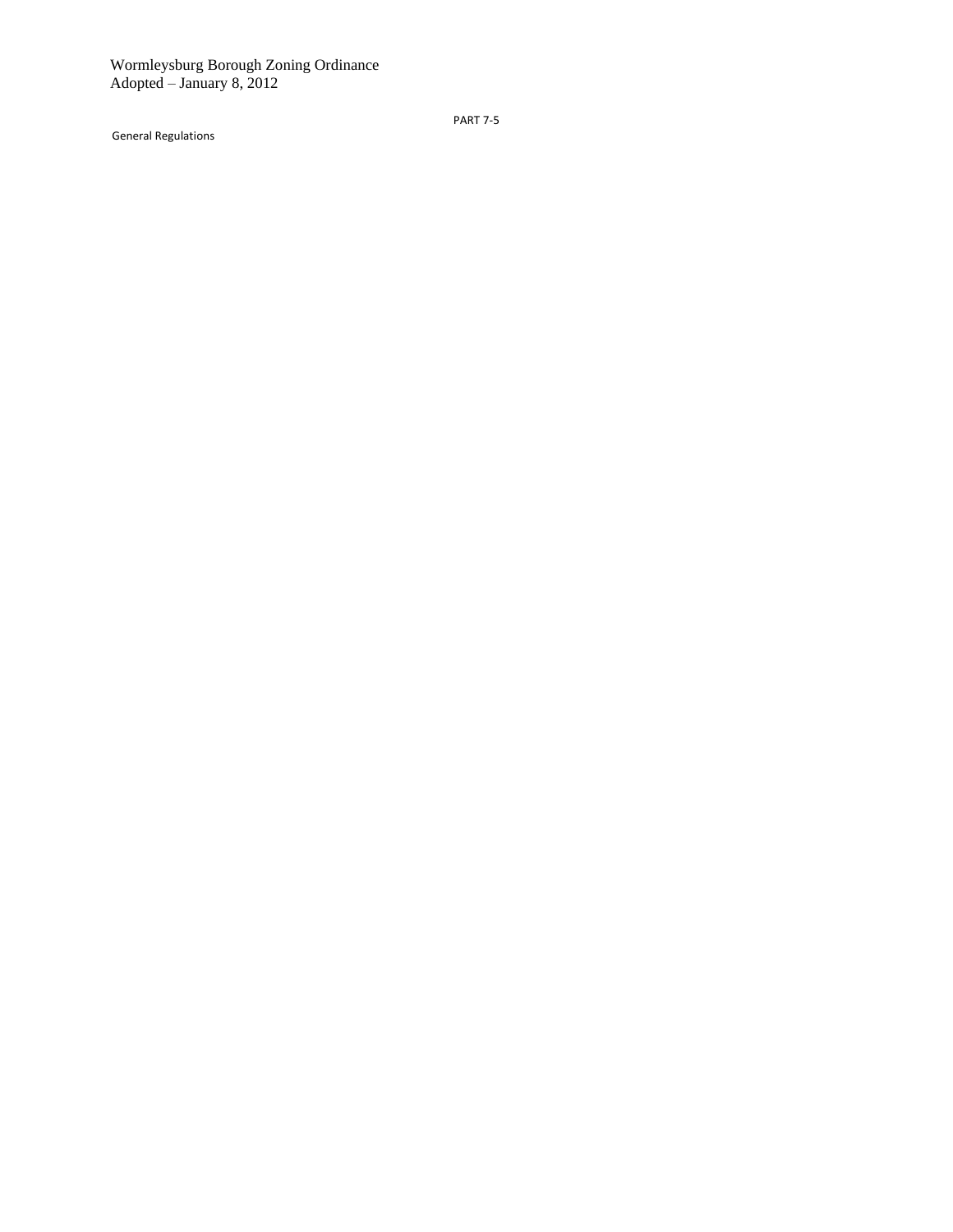Wormleysburg Borough Zoning Ordinance
Adopted – January 8, 2012

PART 7-5

General Regulations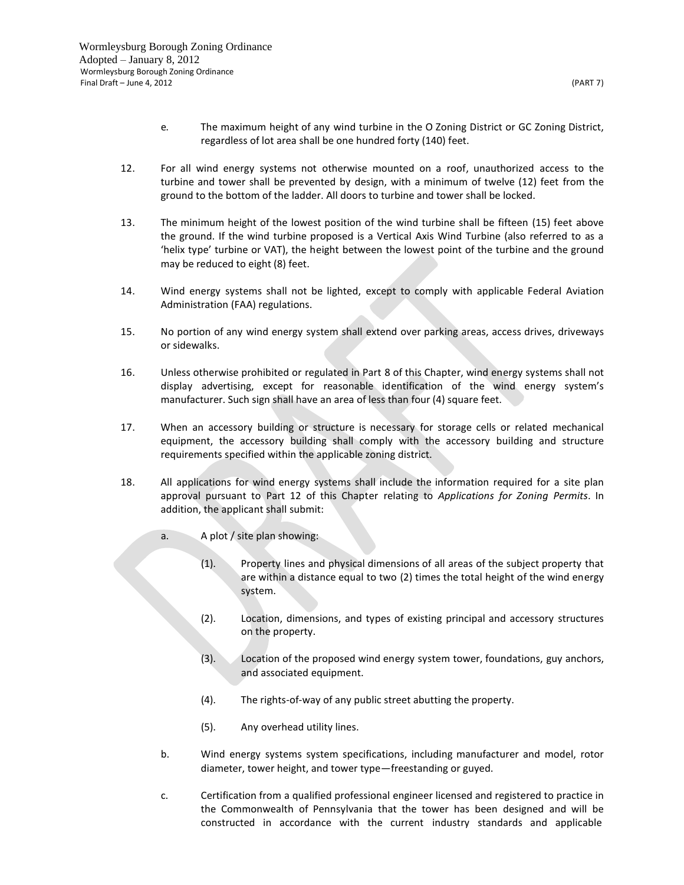e. The maximum height of any wind turbine in the O Zoning District or GC Zoning District, regardless of lot area shall be one hundred forty (140) feet.

12. For all wind energy systems not otherwise mounted on a roof, unauthorized access to the turbine and tower shall be prevented by design, with a minimum of twelve (12) feet from the ground to the bottom of the ladder. All doors to turbine and tower shall be locked.

13. The minimum height of the lowest position of the wind turbine shall be fifteen (15) feet above the ground. If the wind turbine proposed is a Vertical Axis Wind Turbine (also referred to as a 'helix type' turbine or VAT), the height between the lowest point of the turbine and the ground may be reduced to eight (8) feet.

14. Wind energy systems shall not be lighted, except to comply with applicable Federal Aviation Administration (FAA) regulations.

15. No portion of any wind energy system shall extend over parking areas, access drives, driveways or sidewalks.

16. Unless otherwise prohibited or regulated in Part 8 of this Chapter, wind energy systems shall not display advertising, except for reasonable identification of the wind energy system's manufacturer. Such sign shall have an area of less than four (4) square feet.

17. When an accessory building or structure is necessary for storage cells or related mechanical equipment, the accessory building shall comply with the accessory building and structure requirements specified within the applicable zoning district.

18. All applications for wind energy systems shall include the information required for a site plan approval pursuant to Part 12 of this Chapter relating to *Applications for Zoning Permits*. In addition, the applicant shall submit:

    a. A plot / site plan showing:

        (1). Property lines and physical dimensions of all areas of the subject property that are within a distance equal to two (2) times the total height of the wind energy system.

        (2). Location, dimensions, and types of existing principal and accessory structures on the property.

        (3). Location of the proposed wind energy system tower, foundations, guy anchors, and associated equipment.

        (4). The rights-of-way of any public street abutting the property.

        (5). Any overhead utility lines.

    b. Wind energy systems system specifications, including manufacturer and model, rotor diameter, tower height, and tower type—freestanding or guyed.

    c. Certification from a qualified professional engineer licensed and registered to practice in the Commonwealth of Pennsylvania that the tower has been designed and will be constructed in accordance with the current industry standards and applicable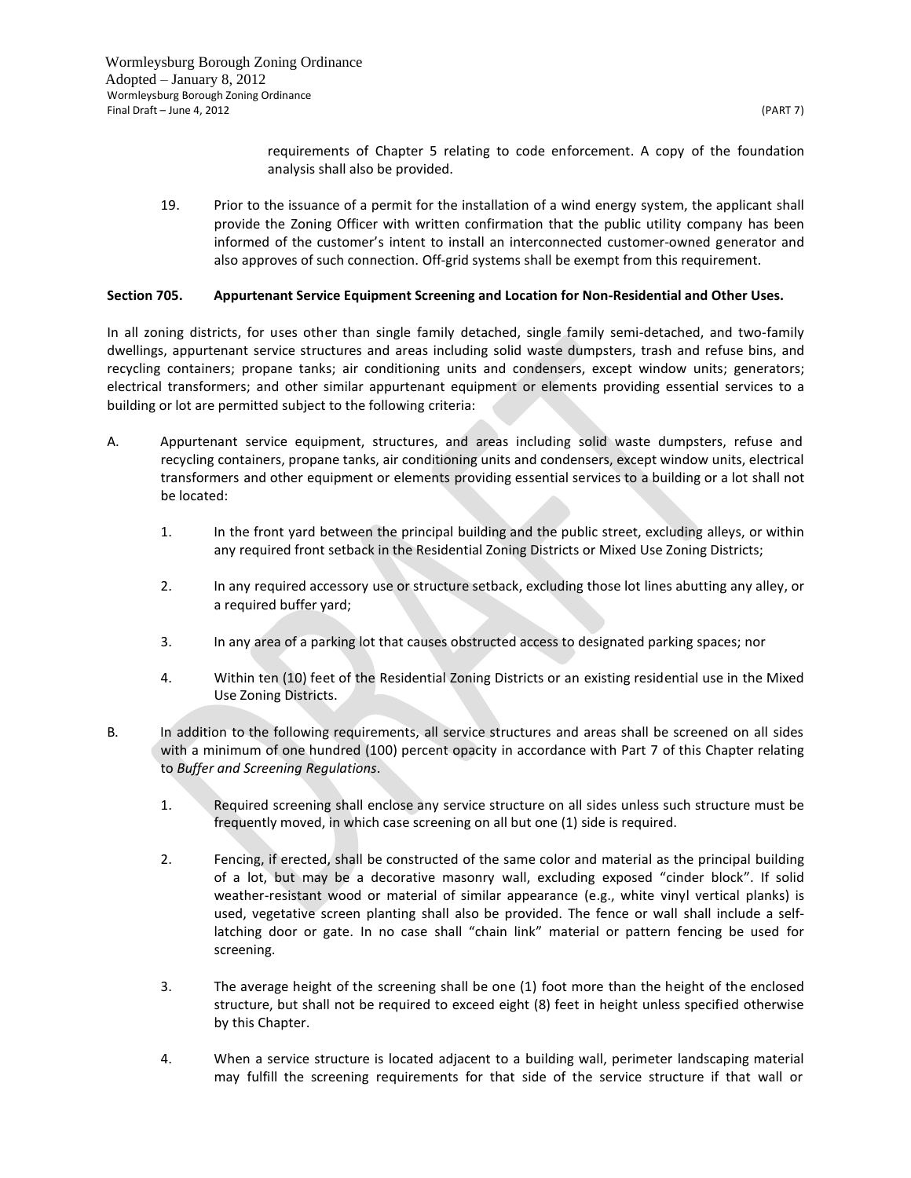requirements of Chapter 5 relating to code enforcement. A copy of the foundation analysis shall also be provided.

19. Prior to the issuance of a permit for the installation of a wind energy system, the applicant shall provide the Zoning Officer with written confirmation that the public utility company has been informed of the customer's intent to install an interconnected customer-owned generator and also approves of such connection. Off-grid systems shall be exempt from this requirement.

**Section 705. Appurtenant Service Equipment Screening and Location for Non-Residential and Other Uses.**

In all zoning districts, for uses other than single family detached, single family semi-detached, and two-family dwellings, appurtenant service structures and areas including solid waste dumpsters, trash and refuse bins, and recycling containers; propane tanks; air conditioning units and condensers, except window units; generators; electrical transformers; and other similar appurtenant equipment or elements providing essential services to a building or lot are permitted subject to the following criteria:

A. Appurtenant service equipment, structures, and areas including solid waste dumpsters, refuse and recycling containers, propane tanks, air conditioning units and condensers, except window units, electrical transformers and other equipment or elements providing essential services to a building or a lot shall not be located:

1. In the front yard between the principal building and the public street, excluding alleys, or within any required front setback in the Residential Zoning Districts or Mixed Use Zoning Districts;

2. In any required accessory use or structure setback, excluding those lot lines abutting any alley, or a required buffer yard;

3. In any area of a parking lot that causes obstructed access to designated parking spaces; nor

4. Within ten (10) feet of the Residential Zoning Districts or an existing residential use in the Mixed Use Zoning Districts.

B. In addition to the following requirements, all service structures and areas shall be screened on all sides with a minimum of one hundred (100) percent opacity in accordance with Part 7 of this Chapter relating to *Buffer and Screening Regulations*.

1. Required screening shall enclose any service structure on all sides unless such structure must be frequently moved, in which case screening on all but one (1) side is required.

2. Fencing, if erected, shall be constructed of the same color and material as the principal building of a lot, but may be a decorative masonry wall, excluding exposed "cinder block". If solid weather-resistant wood or material of similar appearance (e.g., white vinyl vertical planks) is used, vegetative screen planting shall also be provided. The fence or wall shall include a self-latching door or gate. In no case shall "chain link" material or pattern fencing be used for screening.

3. The average height of the screening shall be one (1) foot more than the height of the enclosed structure, but shall not be required to exceed eight (8) feet in height unless specified otherwise by this Chapter.

4. When a service structure is located adjacent to a building wall, perimeter landscaping material may fulfill the screening requirements for that side of the service structure if that wall or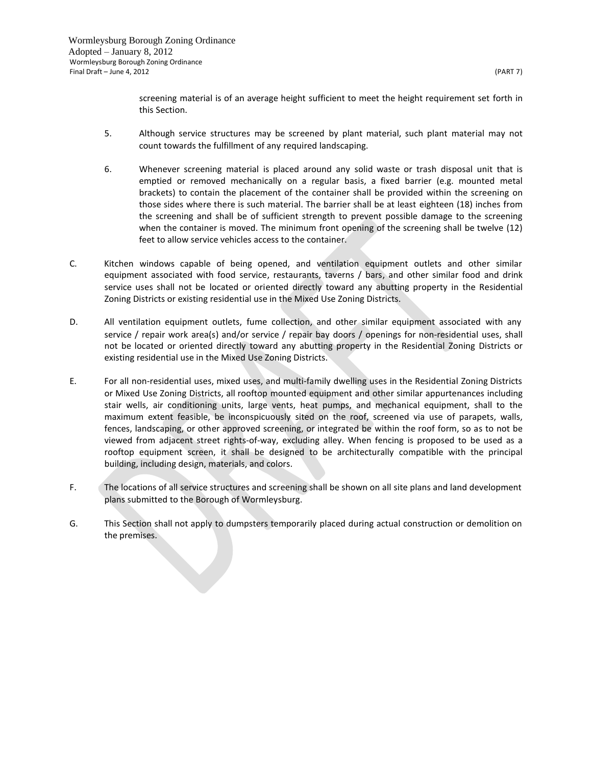screening material is of an average height sufficient to meet the height requirement set forth in this Section.

5. Although service structures may be screened by plant material, such plant material may not count towards the fulfillment of any required landscaping.

6. Whenever screening material is placed around any solid waste or trash disposal unit that is emptied or removed mechanically on a regular basis, a fixed barrier (e.g. mounted metal brackets) to contain the placement of the container shall be provided within the screening on those sides where there is such material. The barrier shall be at least eighteen (18) inches from the screening and shall be of sufficient strength to prevent possible damage to the screening when the container is moved. The minimum front opening of the screening shall be twelve (12) feet to allow service vehicles access to the container.

C. Kitchen windows capable of being opened, and ventilation equipment outlets and other similar equipment associated with food service, restaurants, taverns / bars, and other similar food and drink service uses shall not be located or oriented directly toward any abutting property in the Residential Zoning Districts or existing residential use in the Mixed Use Zoning Districts.

D. All ventilation equipment outlets, fume collection, and other similar equipment associated with any service / repair work area(s) and/or service / repair bay doors / openings for non-residential uses, shall not be located or oriented directly toward any abutting property in the Residential Zoning Districts or existing residential use in the Mixed Use Zoning Districts.

E. For all non-residential uses, mixed uses, and multi-family dwelling uses in the Residential Zoning Districts or Mixed Use Zoning Districts, all rooftop mounted equipment and other similar appurtenances including stair wells, air conditioning units, large vents, heat pumps, and mechanical equipment, shall to the maximum extent feasible, be inconspicuously sited on the roof, screened via use of parapets, walls, fences, landscaping, or other approved screening, or integrated be within the roof form, so as to not be viewed from adjacent street rights-of-way, excluding alley. When fencing is proposed to be used as a rooftop equipment screen, it shall be designed to be architecturally compatible with the principal building, including design, materials, and colors.

F. The locations of all service structures and screening shall be shown on all site plans and land development plans submitted to the Borough of Wormleysburg.

G. This Section shall not apply to dumpsters temporarily placed during actual construction or demolition on the premises.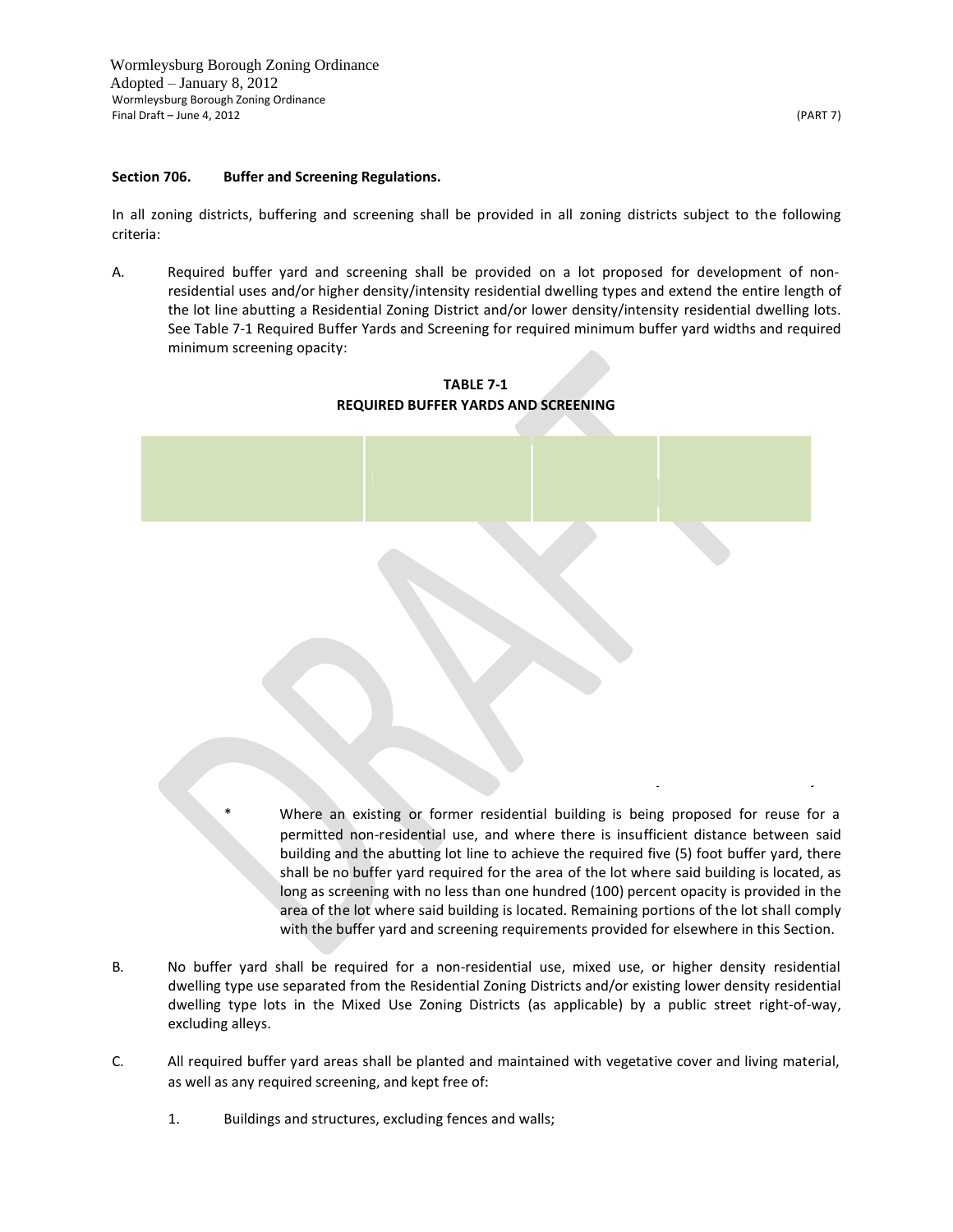## Section 706. Buffer and Screening Regulations.

In all zoning districts, buffering and screening shall be provided in all zoning districts subject to the following criteria:

A. Required buffer yard and screening shall be provided on a lot proposed for development of non-residential uses and/or higher density/intensity residential dwelling types and extend the entire length of the lot line abutting a Residential Zoning District and/or lower density/intensity residential dwelling lots. See Table 7-1 Required Buffer Yards and Screening for required minimum buffer yard widths and required minimum screening opacity:

**TABLE 7-1**
**REQUIRED BUFFER YARDS AND SCREENING**

\* Where an existing or former residential building is being proposed for reuse for a permitted non-residential use, and where there is insufficient distance between said building and the abutting lot line to achieve the required five (5) foot buffer yard, there shall be no buffer yard required for the area of the lot where said building is located, as long as screening with no less than one hundred (100) percent opacity is provided in the area of the lot where said building is located. Remaining portions of the lot shall comply with the buffer yard and screening requirements provided for elsewhere in this Section.

B. No buffer yard shall be required for a non-residential use, mixed use, or higher density residential dwelling type use separated from the Residential Zoning Districts and/or existing lower density residential dwelling type lots in the Mixed Use Zoning Districts (as applicable) by a public street right-of-way, excluding alleys.

C. All required buffer yard areas shall be planted and maintained with vegetative cover and living material, as well as any required screening, and kept free of:

1. Buildings and structures, excluding fences and walls;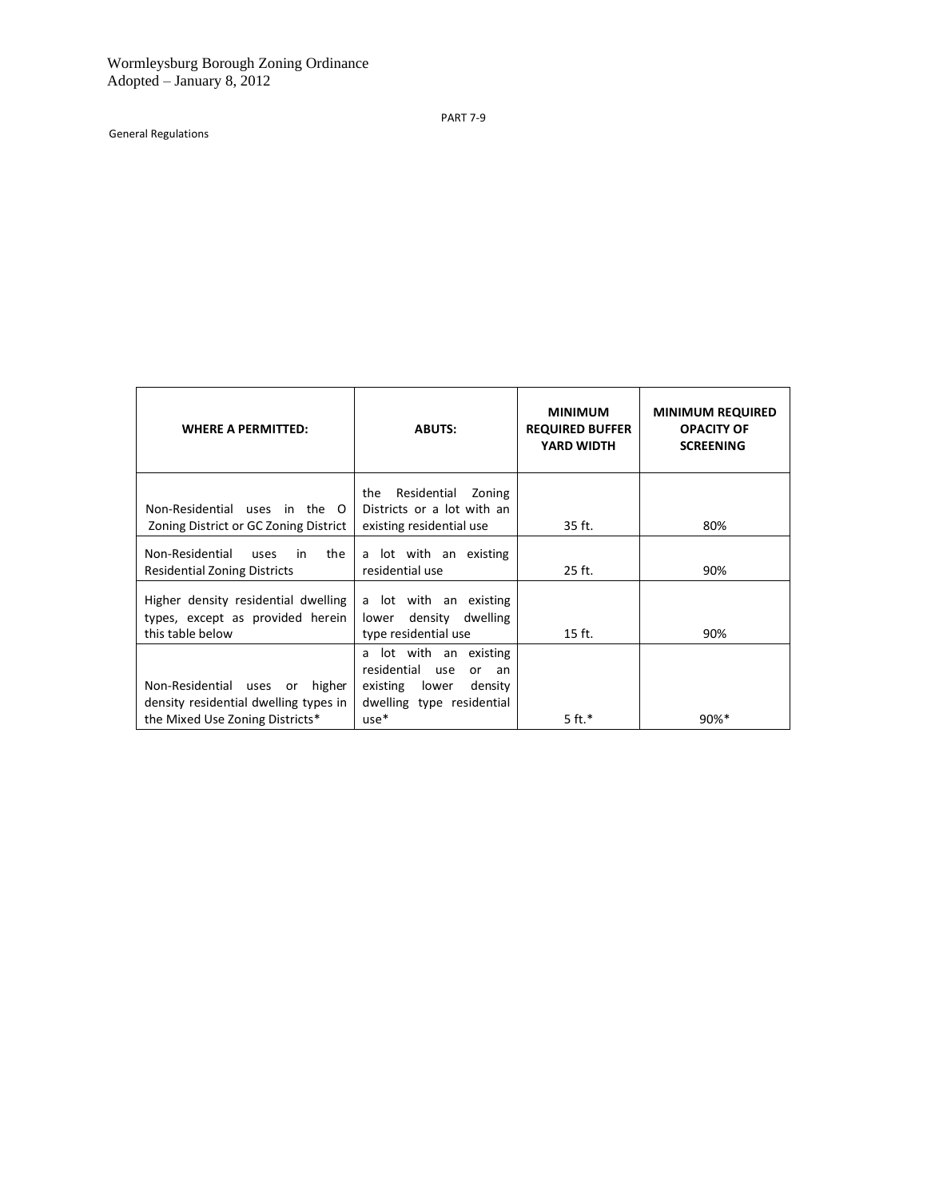| WHERE A PERMITTED: | ABUTS: | MINIMUM REQUIRED BUFFER YARD WIDTH | MINIMUM REQUIRED OPACITY OF SCREENING |
|---|---|---|---|
| Non-Residential uses in the O Zoning District or GC Zoning District | the Residential Zoning Districts or a lot with an existing residential use | 35 ft. | 80% |
| Non-Residential uses in the Residential Zoning Districts | a lot with an existing residential use | 25 ft. | 90% |
| Higher density residential dwelling types, except as provided herein this table below | a lot with an existing lower density dwelling type residential use | 15 ft. | 90% |
| Non-Residential uses or higher density residential dwelling types in the Mixed Use Zoning Districts* | a lot with an existing residential use or an existing lower density dwelling type residential use* | 5 ft.* | 90%* |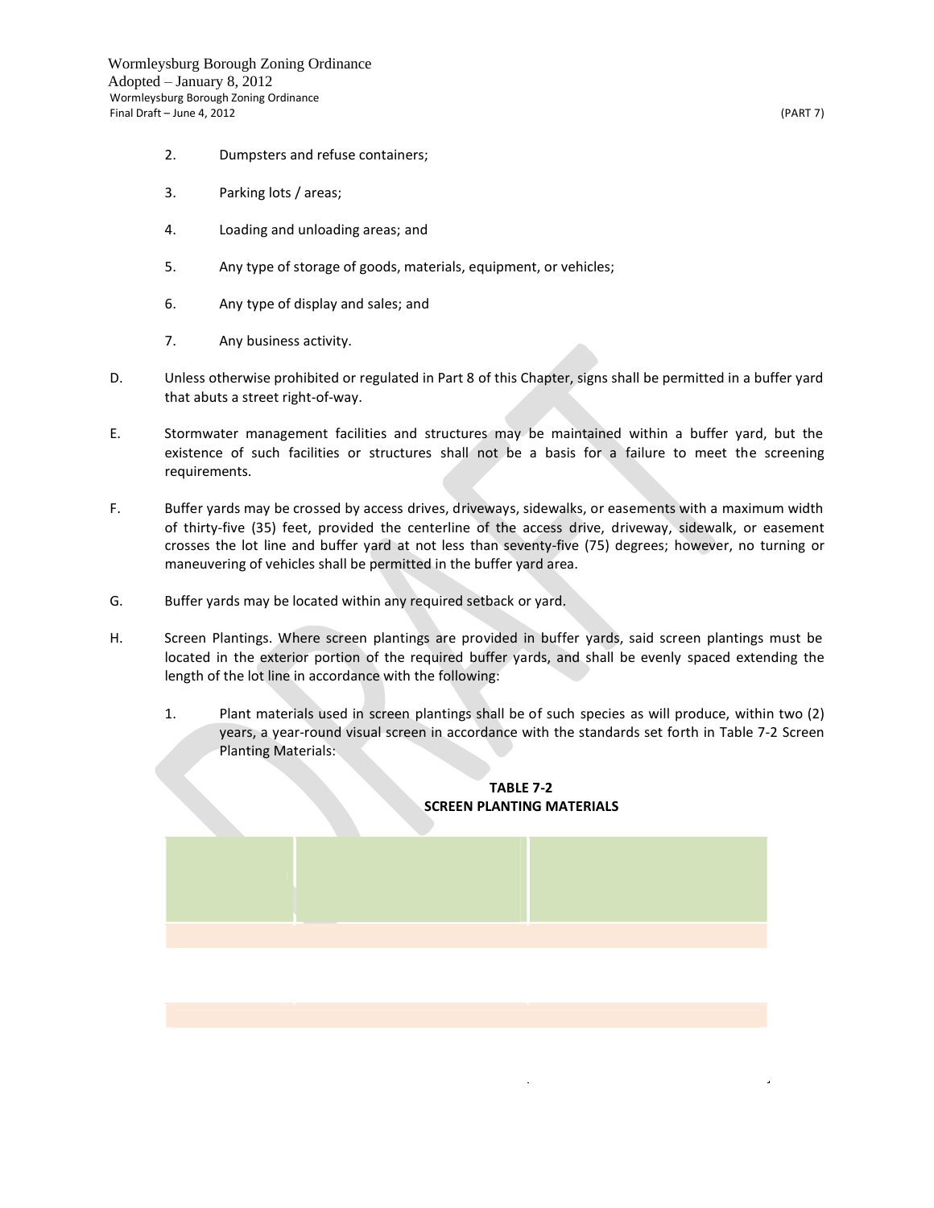2. Dumpsters and refuse containers;

3. Parking lots / areas;

4. Loading and unloading areas; and

5. Any type of storage of goods, materials, equipment, or vehicles;

6. Any type of display and sales; and

7. Any business activity.

D. Unless otherwise prohibited or regulated in Part 8 of this Chapter, signs shall be permitted in a buffer yard that abuts a street right-of-way.

E. Stormwater management facilities and structures may be maintained within a buffer yard, but the existence of such facilities or structures shall not be a basis for a failure to meet the screening requirements.

F. Buffer yards may be crossed by access drives, driveways, sidewalks, or easements with a maximum width of thirty-five (35) feet, provided the centerline of the access drive, driveway, sidewalk, or easement crosses the lot line and buffer yard at not less than seventy-five (75) degrees; however, no turning or maneuvering of vehicles shall be permitted in the buffer yard area.

G. Buffer yards may be located within any required setback or yard.

H. Screen Plantings. Where screen plantings are provided in buffer yards, said screen plantings must be located in the exterior portion of the required buffer yards, and shall be evenly spaced extending the length of the lot line in accordance with the following:

1. Plant materials used in screen plantings shall be of such species as will produce, within two (2) years, a year-round visual screen in accordance with the standards set forth in Table 7-2 Screen Planting Materials:

**TABLE 7-2**
**SCREEN PLANTING MATERIALS**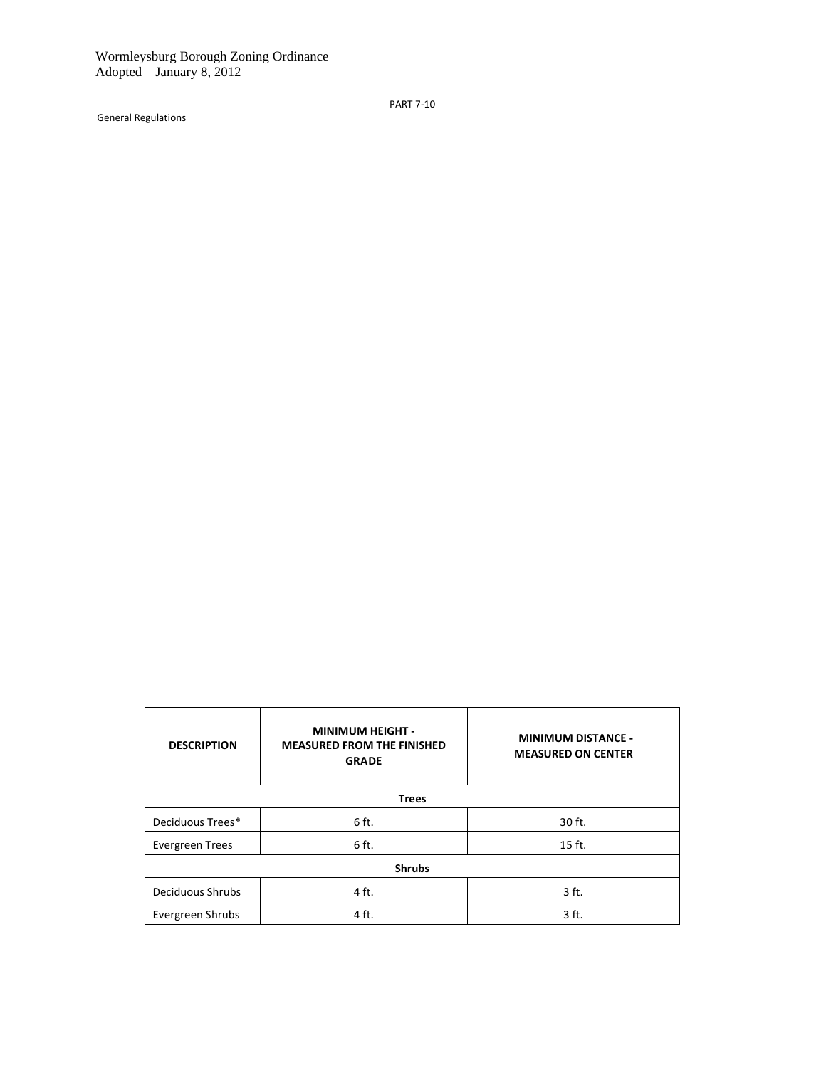| DESCRIPTION | MINIMUM HEIGHT - MEASURED FROM THE FINISHED GRADE | MINIMUM DISTANCE - MEASURED ON CENTER |
|---|---|---|
| **Trees** | | |
| Deciduous Trees* | 6 ft. | 30 ft. |
| Evergreen Trees | 6 ft. | 15 ft. |
| **Shrubs** | | |
| Deciduous Shrubs | 4 ft. | 3 ft. |
| Evergreen Shrubs | 4 ft. | 3 ft. |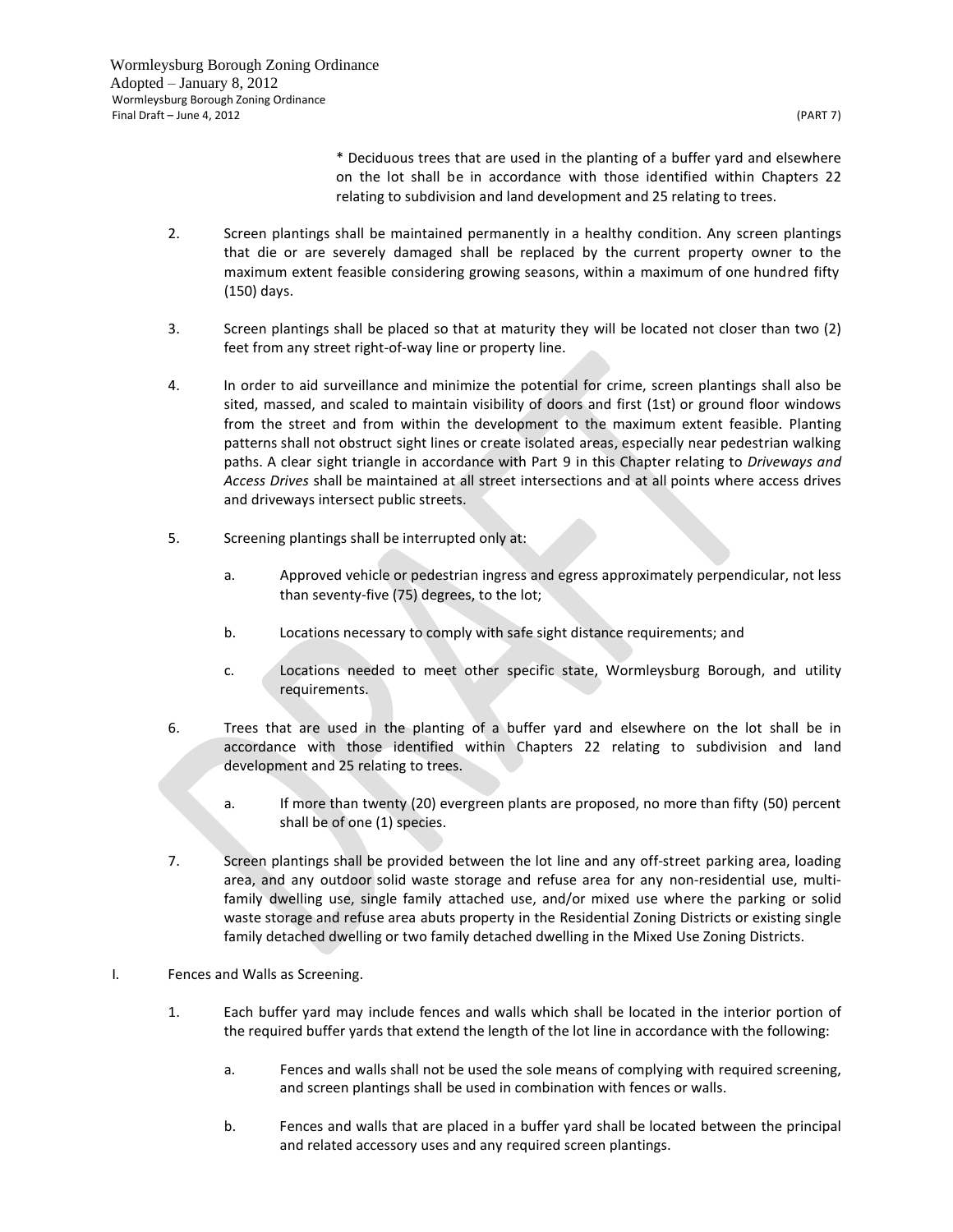\* Deciduous trees that are used in the planting of a buffer yard and elsewhere on the lot shall be in accordance with those identified within Chapters 22 relating to subdivision and land development and 25 relating to trees.

2. Screen plantings shall be maintained permanently in a healthy condition. Any screen plantings that die or are severely damaged shall be replaced by the current property owner to the maximum extent feasible considering growing seasons, within a maximum of one hundred fifty (150) days.

3. Screen plantings shall be placed so that at maturity they will be located not closer than two (2) feet from any street right-of-way line or property line.

4. In order to aid surveillance and minimize the potential for crime, screen plantings shall also be sited, massed, and scaled to maintain visibility of doors and first (1st) or ground floor windows from the street and from within the development to the maximum extent feasible. Planting patterns shall not obstruct sight lines or create isolated areas, especially near pedestrian walking paths. A clear sight triangle in accordance with Part 9 in this Chapter relating to *Driveways and Access Drives* shall be maintained at all street intersections and at all points where access drives and driveways intersect public streets.

5. Screening plantings shall be interrupted only at:

   a. Approved vehicle or pedestrian ingress and egress approximately perpendicular, not less than seventy-five (75) degrees, to the lot;

   b. Locations necessary to comply with safe sight distance requirements; and

   c. Locations needed to meet other specific state, Wormleysburg Borough, and utility requirements.

6. Trees that are used in the planting of a buffer yard and elsewhere on the lot shall be in accordance with those identified within Chapters 22 relating to subdivision and land development and 25 relating to trees.

   a. If more than twenty (20) evergreen plants are proposed, no more than fifty (50) percent shall be of one (1) species.

7. Screen plantings shall be provided between the lot line and any off-street parking area, loading area, and any outdoor solid waste storage and refuse area for any non-residential use, multi-family dwelling use, single family attached use, and/or mixed use where the parking or solid waste storage and refuse area abuts property in the Residential Zoning Districts or existing single family detached dwelling or two family detached dwelling in the Mixed Use Zoning Districts.

I. Fences and Walls as Screening.

1. Each buffer yard may include fences and walls which shall be located in the interior portion of the required buffer yards that extend the length of the lot line in accordance with the following:

   a. Fences and walls shall not be used the sole means of complying with required screening, and screen plantings shall be used in combination with fences or walls.

   b. Fences and walls that are placed in a buffer yard shall be located between the principal and related accessory uses and any required screen plantings.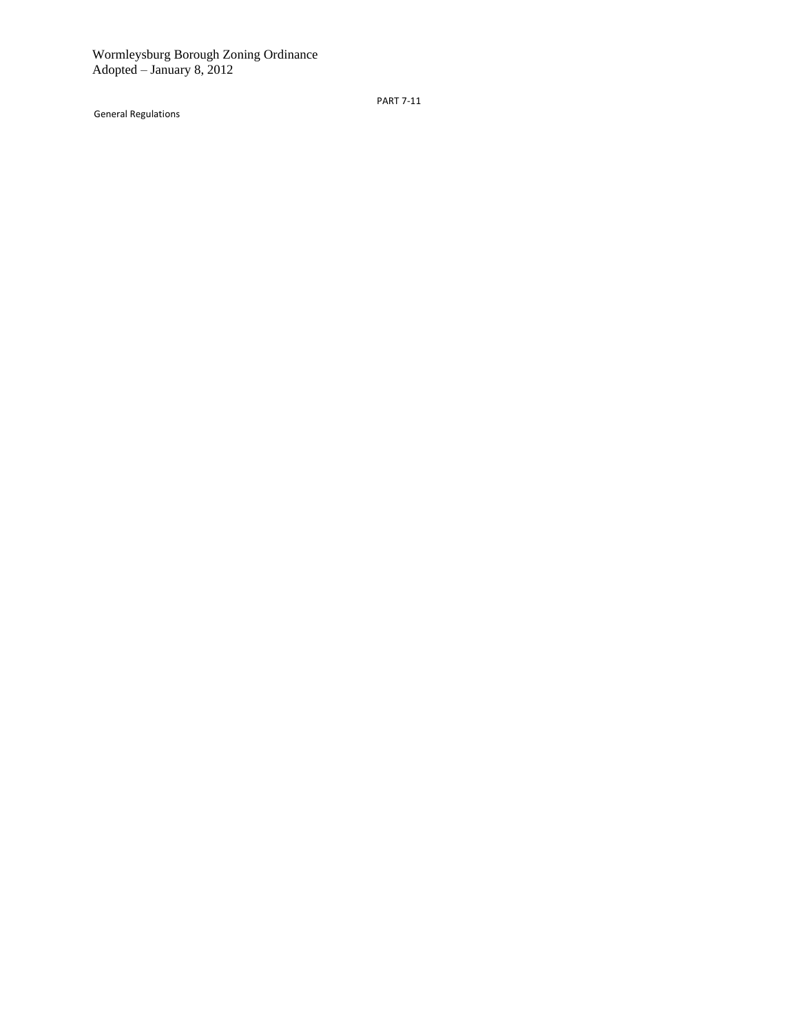PART 7-11

General Regulations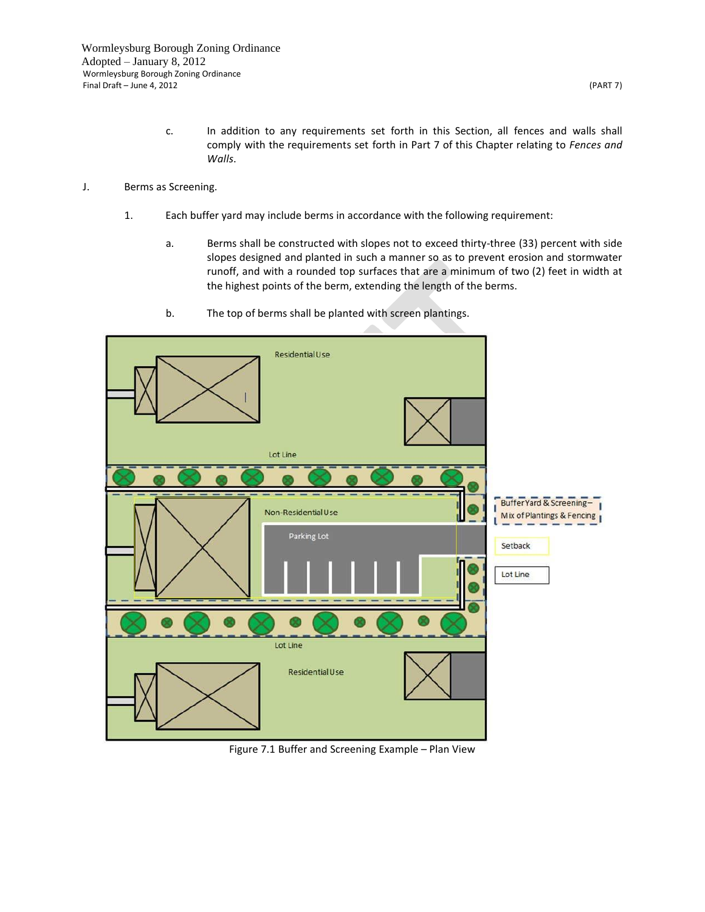c. In addition to any requirements set forth in this Section, all fences and walls shall comply with the requirements set forth in Part 7 of this Chapter relating to *Fences and Walls*.

J. Berms as Screening.

1. Each buffer yard may include berms in accordance with the following requirement:

a. Berms shall be constructed with slopes not to exceed thirty-three (33) percent with side slopes designed and planted in such a manner so as to prevent erosion and stormwater runoff, and with a rounded top surfaces that are a minimum of two (2) feet in width at the highest points of the berm, extending the length of the berms.

b. The top of berms shall be planted with screen plantings.

Figure 7.1 Buffer and Screening Example – Plan View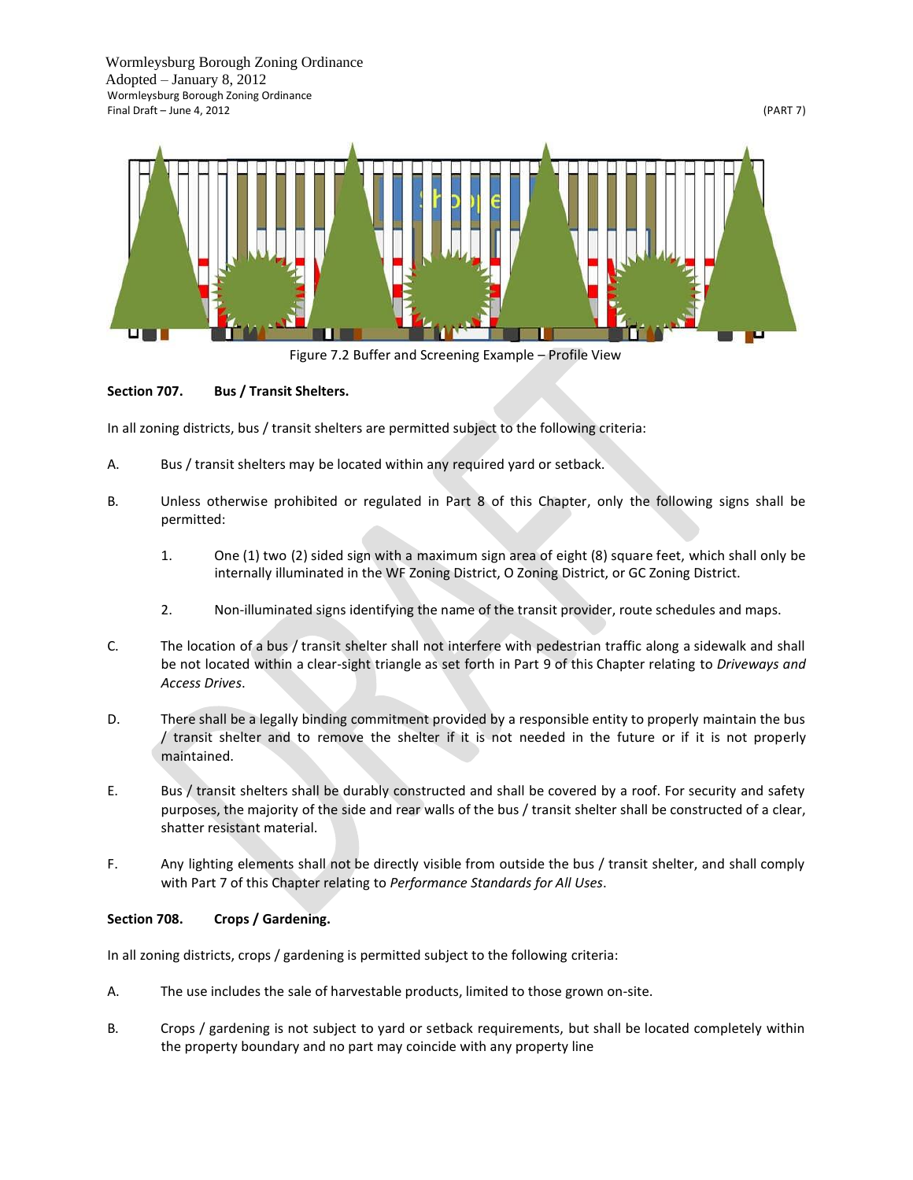Figure 7.2 Buffer and Screening Example – Profile View

**Section 707. Bus / Transit Shelters.**

In all zoning districts, bus / transit shelters are permitted subject to the following criteria:

A. Bus / transit shelters may be located within any required yard or setback.

B. Unless otherwise prohibited or regulated in Part 8 of this Chapter, only the following signs shall be permitted:

1. One (1) two (2) sided sign with a maximum sign area of eight (8) square feet, which shall only be internally illuminated in the WF Zoning District, O Zoning District, or GC Zoning District.

2. Non-illuminated signs identifying the name of the transit provider, route schedules and maps.

C. The location of a bus / transit shelter shall not interfere with pedestrian traffic along a sidewalk and shall be not located within a clear-sight triangle as set forth in Part 9 of this Chapter relating to *Driveways and Access Drives*.

D. There shall be a legally binding commitment provided by a responsible entity to properly maintain the bus / transit shelter and to remove the shelter if it is not needed in the future or if it is not properly maintained.

E. Bus / transit shelters shall be durably constructed and shall be covered by a roof. For security and safety purposes, the majority of the side and rear walls of the bus / transit shelter shall be constructed of a clear, shatter resistant material.

F. Any lighting elements shall not be directly visible from outside the bus / transit shelter, and shall comply with Part 7 of this Chapter relating to *Performance Standards for All Uses*.

**Section 708. Crops / Gardening.**

In all zoning districts, crops / gardening is permitted subject to the following criteria:

A. The use includes the sale of harvestable products, limited to those grown on-site.

B. Crops / gardening is not subject to yard or setback requirements, but shall be located completely within the property boundary and no part may coincide with any property line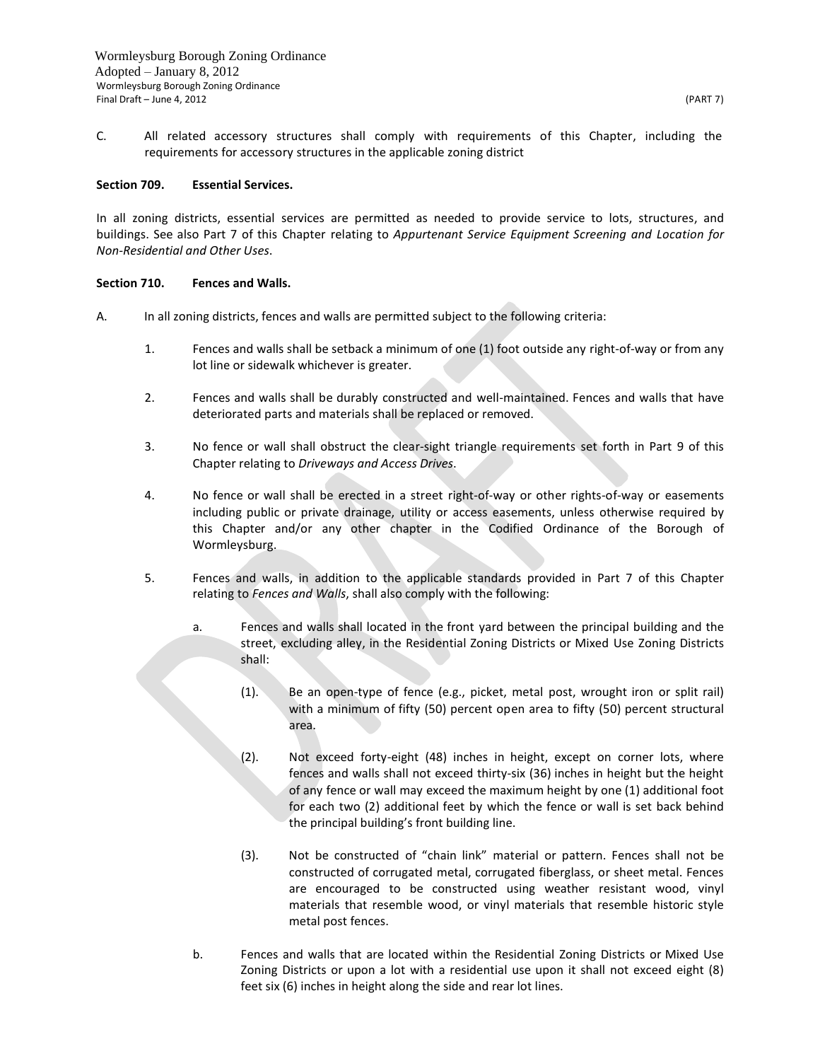C. All related accessory structures shall comply with requirements of this Chapter, including the requirements for accessory structures in the applicable zoning district

**Section 709. Essential Services.**

In all zoning districts, essential services are permitted as needed to provide service to lots, structures, and buildings. See also Part 7 of this Chapter relating to *Appurtenant Service Equipment Screening and Location for Non-Residential and Other Uses*.

**Section 710. Fences and Walls.**

A. In all zoning districts, fences and walls are permitted subject to the following criteria:

1. Fences and walls shall be setback a minimum of one (1) foot outside any right-of-way or from any lot line or sidewalk whichever is greater.

2. Fences and walls shall be durably constructed and well-maintained. Fences and walls that have deteriorated parts and materials shall be replaced or removed.

3. No fence or wall shall obstruct the clear-sight triangle requirements set forth in Part 9 of this Chapter relating to *Driveways and Access Drives*.

4. No fence or wall shall be erected in a street right-of-way or other rights-of-way or easements including public or private drainage, utility or access easements, unless otherwise required by this Chapter and/or any other chapter in the Codified Ordinance of the Borough of Wormleysburg.

5. Fences and walls, in addition to the applicable standards provided in Part 7 of this Chapter relating to *Fences and Walls*, shall also comply with the following:

   a. Fences and walls shall located in the front yard between the principal building and the street, excluding alley, in the Residential Zoning Districts or Mixed Use Zoning Districts shall:

      (1). Be an open-type of fence (e.g., picket, metal post, wrought iron or split rail) with a minimum of fifty (50) percent open area to fifty (50) percent structural area.

      (2). Not exceed forty-eight (48) inches in height, except on corner lots, where fences and walls shall not exceed thirty-six (36) inches in height but the height of any fence or wall may exceed the maximum height by one (1) additional foot for each two (2) additional feet by which the fence or wall is set back behind the principal building's front building line.

      (3). Not be constructed of "chain link" material or pattern. Fences shall not be constructed of corrugated metal, corrugated fiberglass, or sheet metal. Fences are encouraged to be constructed using weather resistant wood, vinyl materials that resemble wood, or vinyl materials that resemble historic style metal post fences.

   b. Fences and walls that are located within the Residential Zoning Districts or Mixed Use Zoning Districts or upon a lot with a residential use upon it shall not exceed eight (8) feet six (6) inches in height along the side and rear lot lines.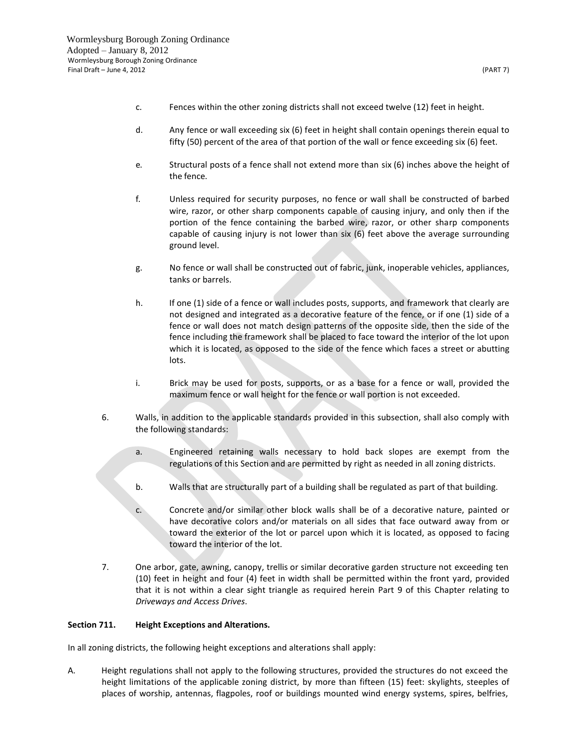c. Fences within the other zoning districts shall not exceed twelve (12) feet in height.

d. Any fence or wall exceeding six (6) feet in height shall contain openings therein equal to fifty (50) percent of the area of that portion of the wall or fence exceeding six (6) feet.

e. Structural posts of a fence shall not extend more than six (6) inches above the height of the fence.

f. Unless required for security purposes, no fence or wall shall be constructed of barbed wire, razor, or other sharp components capable of causing injury, and only then if the portion of the fence containing the barbed wire, razor, or other sharp components capable of causing injury is not lower than six (6) feet above the average surrounding ground level.

g. No fence or wall shall be constructed out of fabric, junk, inoperable vehicles, appliances, tanks or barrels.

h. If one (1) side of a fence or wall includes posts, supports, and framework that clearly are not designed and integrated as a decorative feature of the fence, or if one (1) side of a fence or wall does not match design patterns of the opposite side, then the side of the fence including the framework shall be placed to face toward the interior of the lot upon which it is located, as opposed to the side of the fence which faces a street or abutting lots.

i. Brick may be used for posts, supports, or as a base for a fence or wall, provided the maximum fence or wall height for the fence or wall portion is not exceeded.

6. Walls, in addition to the applicable standards provided in this subsection, shall also comply with the following standards:

   a. Engineered retaining walls necessary to hold back slopes are exempt from the regulations of this Section and are permitted by right as needed in all zoning districts.

   b. Walls that are structurally part of a building shall be regulated as part of that building.

   c. Concrete and/or similar other block walls shall be of a decorative nature, painted or have decorative colors and/or materials on all sides that face outward away from or toward the exterior of the lot or parcel upon which it is located, as opposed to facing toward the interior of the lot.

7. One arbor, gate, awning, canopy, trellis or similar decorative garden structure not exceeding ten (10) feet in height and four (4) feet in width shall be permitted within the front yard, provided that it is not within a clear sight triangle as required herein Part 9 of this Chapter relating to *Driveways and Access Drives*.

**Section 711. Height Exceptions and Alterations.**

In all zoning districts, the following height exceptions and alterations shall apply:

A. Height regulations shall not apply to the following structures, provided the structures do not exceed the height limitations of the applicable zoning district, by more than fifteen (15) feet: skylights, steeples of places of worship, antennas, flagpoles, roof or buildings mounted wind energy systems, spires, belfries,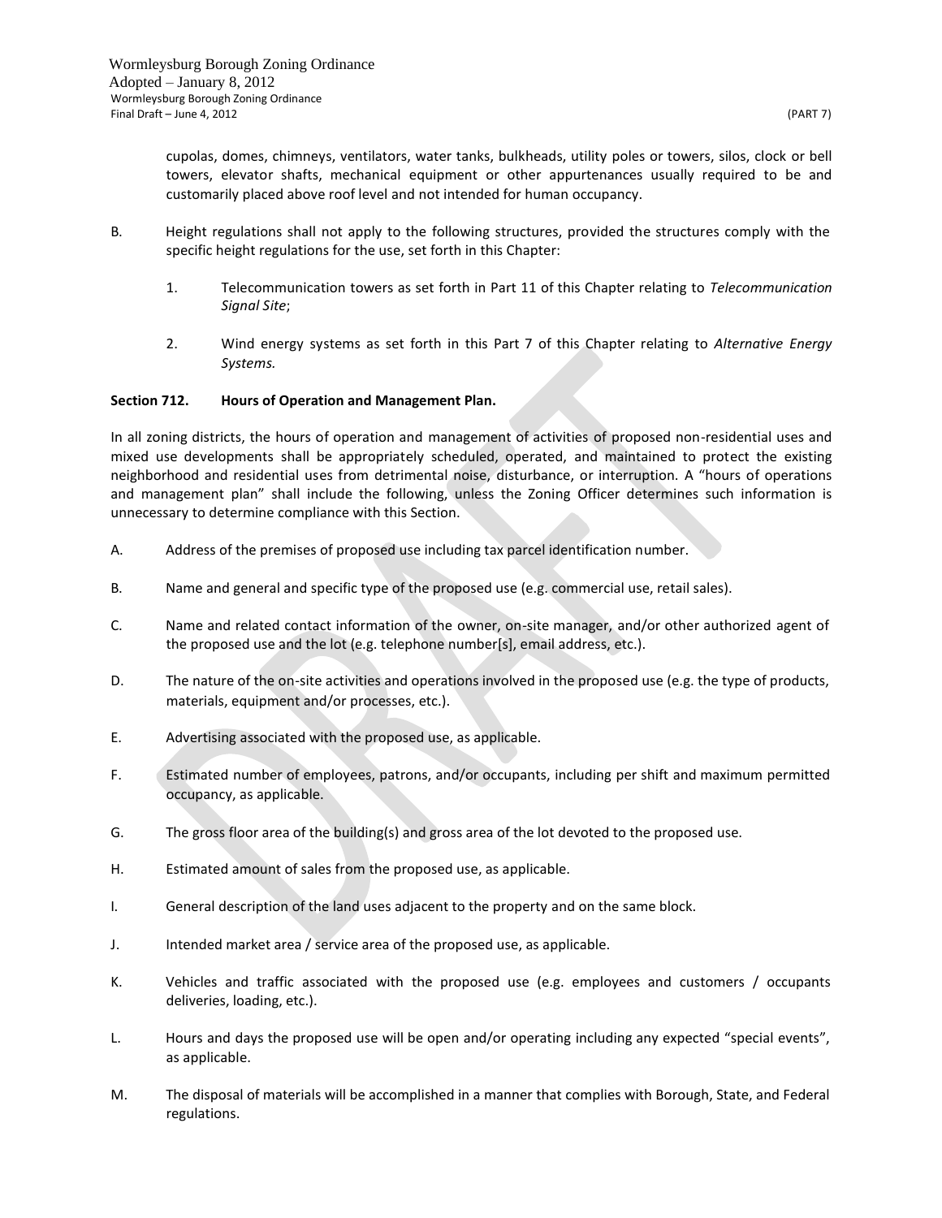cupolas, domes, chimneys, ventilators, water tanks, bulkheads, utility poles or towers, silos, clock or bell towers, elevator shafts, mechanical equipment or other appurtenances usually required to be and customarily placed above roof level and not intended for human occupancy.

B. Height regulations shall not apply to the following structures, provided the structures comply with the specific height regulations for the use, set forth in this Chapter:

1. Telecommunication towers as set forth in Part 11 of this Chapter relating to *Telecommunication Signal Site*;

2. Wind energy systems as set forth in this Part 7 of this Chapter relating to *Alternative Energy Systems.*

**Section 712. Hours of Operation and Management Plan.**

In all zoning districts, the hours of operation and management of activities of proposed non-residential uses and mixed use developments shall be appropriately scheduled, operated, and maintained to protect the existing neighborhood and residential uses from detrimental noise, disturbance, or interruption. A "hours of operations and management plan" shall include the following, unless the Zoning Officer determines such information is unnecessary to determine compliance with this Section.

A. Address of the premises of proposed use including tax parcel identification number.

B. Name and general and specific type of the proposed use (e.g. commercial use, retail sales).

C. Name and related contact information of the owner, on-site manager, and/or other authorized agent of the proposed use and the lot (e.g. telephone number[s], email address, etc.).

D. The nature of the on-site activities and operations involved in the proposed use (e.g. the type of products, materials, equipment and/or processes, etc.).

E. Advertising associated with the proposed use, as applicable.

F. Estimated number of employees, patrons, and/or occupants, including per shift and maximum permitted occupancy, as applicable.

G. The gross floor area of the building(s) and gross area of the lot devoted to the proposed use.

H. Estimated amount of sales from the proposed use, as applicable.

I. General description of the land uses adjacent to the property and on the same block.

J. Intended market area / service area of the proposed use, as applicable.

K. Vehicles and traffic associated with the proposed use (e.g. employees and customers / occupants deliveries, loading, etc.).

L. Hours and days the proposed use will be open and/or operating including any expected "special events", as applicable.

M. The disposal of materials will be accomplished in a manner that complies with Borough, State, and Federal regulations.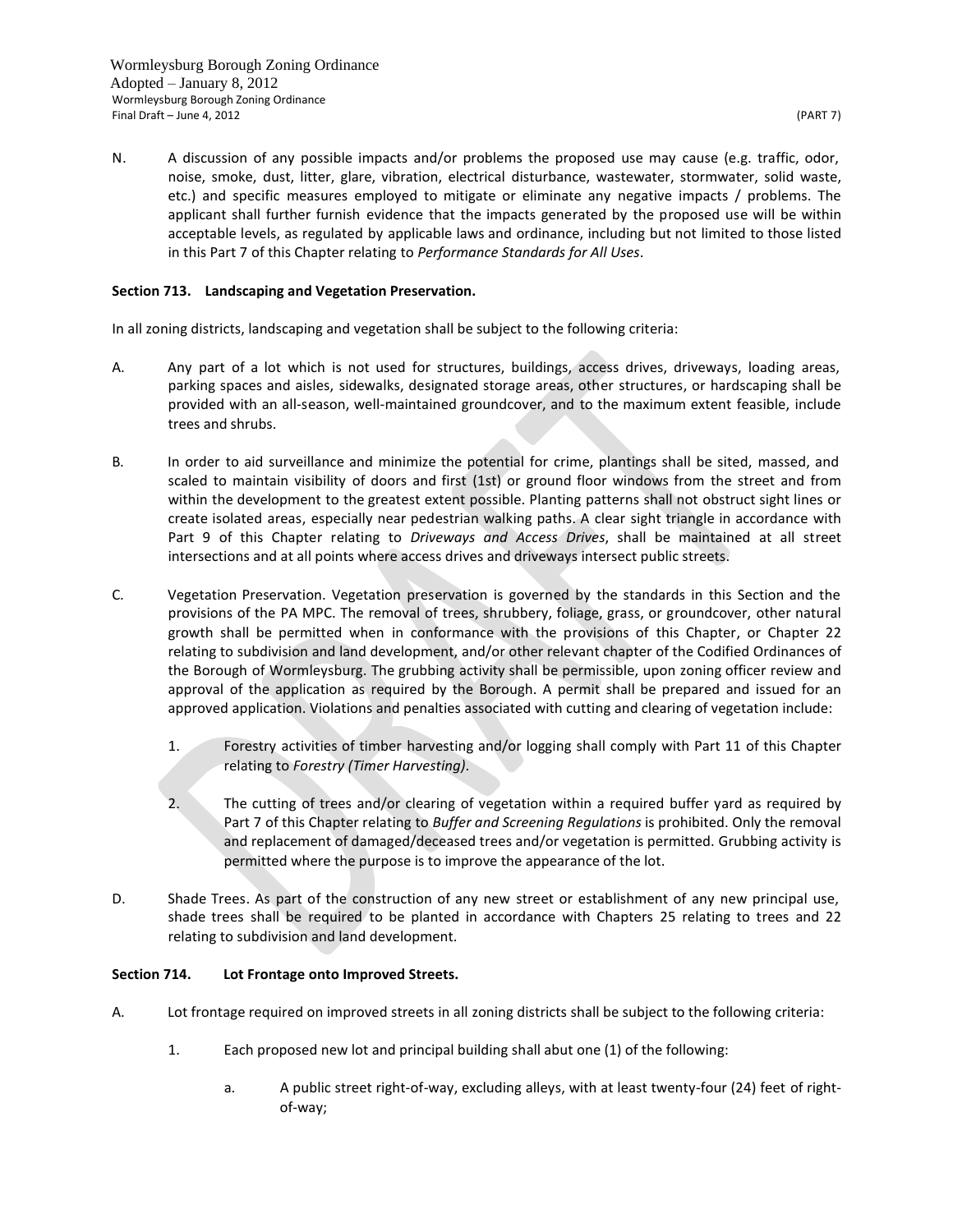N. A discussion of any possible impacts and/or problems the proposed use may cause (e.g. traffic, odor, noise, smoke, dust, litter, glare, vibration, electrical disturbance, wastewater, stormwater, solid waste, etc.) and specific measures employed to mitigate or eliminate any negative impacts / problems. The applicant shall further furnish evidence that the impacts generated by the proposed use will be within acceptable levels, as regulated by applicable laws and ordinance, including but not limited to those listed in this Part 7 of this Chapter relating to *Performance Standards for All Uses*.

**Section 713. Landscaping and Vegetation Preservation.**

In all zoning districts, landscaping and vegetation shall be subject to the following criteria:

A. Any part of a lot which is not used for structures, buildings, access drives, driveways, loading areas, parking spaces and aisles, sidewalks, designated storage areas, other structures, or hardscaping shall be provided with an all-season, well-maintained groundcover, and to the maximum extent feasible, include trees and shrubs.

B. In order to aid surveillance and minimize the potential for crime, plantings shall be sited, massed, and scaled to maintain visibility of doors and first (1st) or ground floor windows from the street and from within the development to the greatest extent possible. Planting patterns shall not obstruct sight lines or create isolated areas, especially near pedestrian walking paths. A clear sight triangle in accordance with Part 9 of this Chapter relating to *Driveways and Access Drives*, shall be maintained at all street intersections and at all points where access drives and driveways intersect public streets.

C. Vegetation Preservation. Vegetation preservation is governed by the standards in this Section and the provisions of the PA MPC. The removal of trees, shrubbery, foliage, grass, or groundcover, other natural growth shall be permitted when in conformance with the provisions of this Chapter, or Chapter 22 relating to subdivision and land development, and/or other relevant chapter of the Codified Ordinances of the Borough of Wormleysburg. The grubbing activity shall be permissible, upon zoning officer review and approval of the application as required by the Borough. A permit shall be prepared and issued for an approved application. Violations and penalties associated with cutting and clearing of vegetation include:

1. Forestry activities of timber harvesting and/or logging shall comply with Part 11 of this Chapter relating to *Forestry (Timer Harvesting)*.

2. The cutting of trees and/or clearing of vegetation within a required buffer yard as required by Part 7 of this Chapter relating to *Buffer and Screening Regulations* is prohibited. Only the removal and replacement of damaged/deceased trees and/or vegetation is permitted. Grubbing activity is permitted where the purpose is to improve the appearance of the lot.

D. Shade Trees. As part of the construction of any new street or establishment of any new principal use, shade trees shall be required to be planted in accordance with Chapters 25 relating to trees and 22 relating to subdivision and land development.

**Section 714. Lot Frontage onto Improved Streets.**

A. Lot frontage required on improved streets in all zoning districts shall be subject to the following criteria:

1. Each proposed new lot and principal building shall abut one (1) of the following:

a. A public street right-of-way, excluding alleys, with at least twenty-four (24) feet of right-of-way;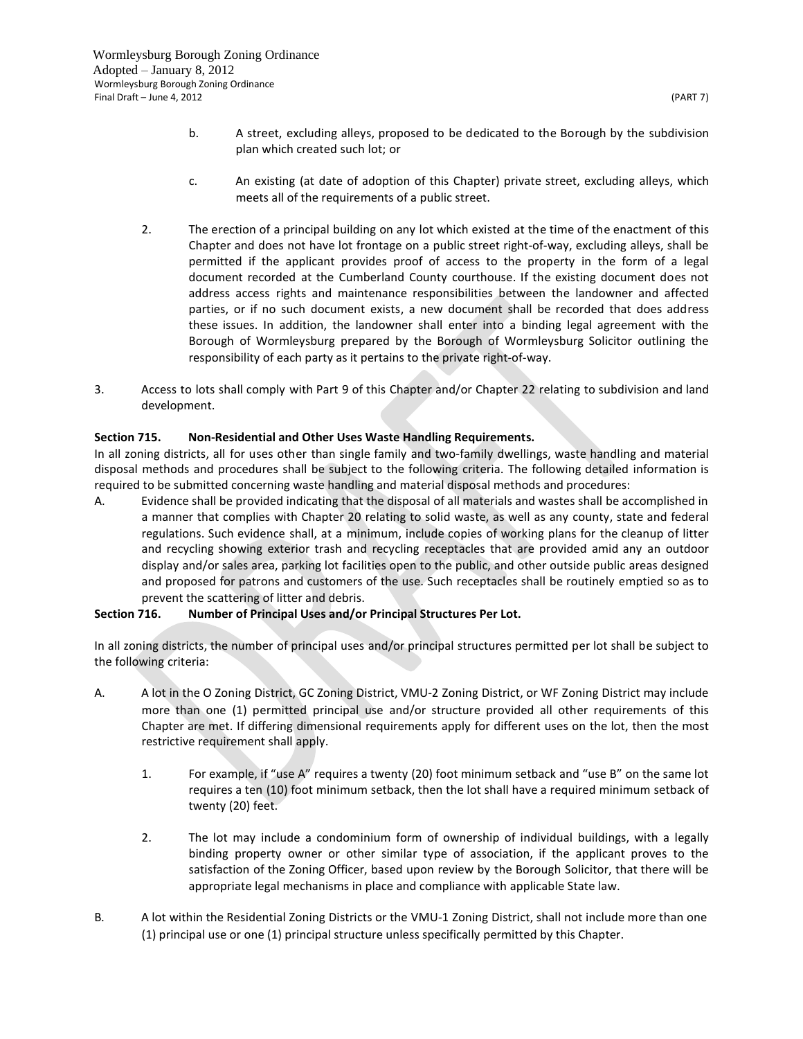b. A street, excluding alleys, proposed to be dedicated to the Borough by the subdivision plan which created such lot; or

c. An existing (at date of adoption of this Chapter) private street, excluding alleys, which meets all of the requirements of a public street.

2. The erection of a principal building on any lot which existed at the time of the enactment of this Chapter and does not have lot frontage on a public street right-of-way, excluding alleys, shall be permitted if the applicant provides proof of access to the property in the form of a legal document recorded at the Cumberland County courthouse. If the existing document does not address access rights and maintenance responsibilities between the landowner and affected parties, or if no such document exists, a new document shall be recorded that does address these issues. In addition, the landowner shall enter into a binding legal agreement with the Borough of Wormleysburg prepared by the Borough of Wormleysburg Solicitor outlining the responsibility of each party as it pertains to the private right-of-way.

3. Access to lots shall comply with Part 9 of this Chapter and/or Chapter 22 relating to subdivision and land development.

**Section 715. Non-Residential and Other Uses Waste Handling Requirements.**

In all zoning districts, all for uses other than single family and two-family dwellings, waste handling and material disposal methods and procedures shall be subject to the following criteria. The following detailed information is required to be submitted concerning waste handling and material disposal methods and procedures:

A. Evidence shall be provided indicating that the disposal of all materials and wastes shall be accomplished in a manner that complies with Chapter 20 relating to solid waste, as well as any county, state and federal regulations. Such evidence shall, at a minimum, include copies of working plans for the cleanup of litter and recycling showing exterior trash and recycling receptacles that are provided amid any an outdoor display and/or sales area, parking lot facilities open to the public, and other outside public areas designed and proposed for patrons and customers of the use. Such receptacles shall be routinely emptied so as to prevent the scattering of litter and debris.

**Section 716. Number of Principal Uses and/or Principal Structures Per Lot.**

In all zoning districts, the number of principal uses and/or principal structures permitted per lot shall be subject to the following criteria:

A. A lot in the O Zoning District, GC Zoning District, VMU-2 Zoning District, or WF Zoning District may include more than one (1) permitted principal use and/or structure provided all other requirements of this Chapter are met. If differing dimensional requirements apply for different uses on the lot, then the most restrictive requirement shall apply.

1. For example, if "use A" requires a twenty (20) foot minimum setback and "use B" on the same lot requires a ten (10) foot minimum setback, then the lot shall have a required minimum setback of twenty (20) feet.

2. The lot may include a condominium form of ownership of individual buildings, with a legally binding property owner or other similar type of association, if the applicant proves to the satisfaction of the Zoning Officer, based upon review by the Borough Solicitor, that there will be appropriate legal mechanisms in place and compliance with applicable State law.

B. A lot within the Residential Zoning Districts or the VMU-1 Zoning District, shall not include more than one (1) principal use or one (1) principal structure unless specifically permitted by this Chapter.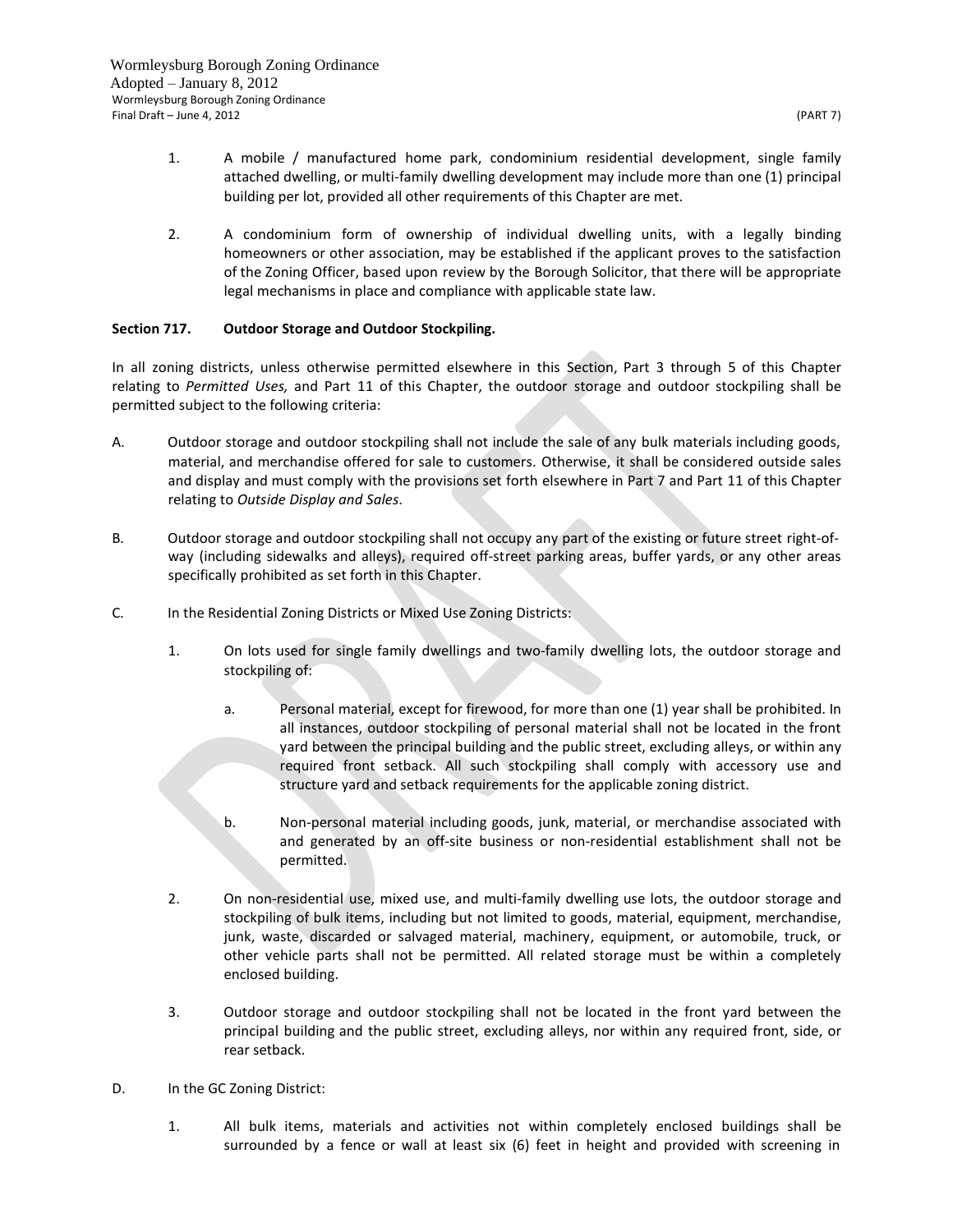1. A mobile / manufactured home park, condominium residential development, single family attached dwelling, or multi-family dwelling development may include more than one (1) principal building per lot, provided all other requirements of this Chapter are met.

2. A condominium form of ownership of individual dwelling units, with a legally binding homeowners or other association, may be established if the applicant proves to the satisfaction of the Zoning Officer, based upon review by the Borough Solicitor, that there will be appropriate legal mechanisms in place and compliance with applicable state law.

**Section 717. Outdoor Storage and Outdoor Stockpiling.**

In all zoning districts, unless otherwise permitted elsewhere in this Section, Part 3 through 5 of this Chapter relating to *Permitted Uses,* and Part 11 of this Chapter, the outdoor storage and outdoor stockpiling shall be permitted subject to the following criteria:

A. Outdoor storage and outdoor stockpiling shall not include the sale of any bulk materials including goods, material, and merchandise offered for sale to customers. Otherwise, it shall be considered outside sales and display and must comply with the provisions set forth elsewhere in Part 7 and Part 11 of this Chapter relating to *Outside Display and Sales*.

B. Outdoor storage and outdoor stockpiling shall not occupy any part of the existing or future street right-of-way (including sidewalks and alleys), required off-street parking areas, buffer yards, or any other areas specifically prohibited as set forth in this Chapter.

C. In the Residential Zoning Districts or Mixed Use Zoning Districts:

   1. On lots used for single family dwellings and two-family dwelling lots, the outdoor storage and stockpiling of:

      a. Personal material, except for firewood, for more than one (1) year shall be prohibited. In all instances, outdoor stockpiling of personal material shall not be located in the front yard between the principal building and the public street, excluding alleys, or within any required front setback. All such stockpiling shall comply with accessory use and structure yard and setback requirements for the applicable zoning district.

      b. Non-personal material including goods, junk, material, or merchandise associated with and generated by an off-site business or non-residential establishment shall not be permitted.

   2. On non-residential use, mixed use, and multi-family dwelling use lots, the outdoor storage and stockpiling of bulk items, including but not limited to goods, material, equipment, merchandise, junk, waste, discarded or salvaged material, machinery, equipment, or automobile, truck, or other vehicle parts shall not be permitted. All related storage must be within a completely enclosed building.

   3. Outdoor storage and outdoor stockpiling shall not be located in the front yard between the principal building and the public street, excluding alleys, nor within any required front, side, or rear setback.

D. In the GC Zoning District:

   1. All bulk items, materials and activities not within completely enclosed buildings shall be surrounded by a fence or wall at least six (6) feet in height and provided with screening in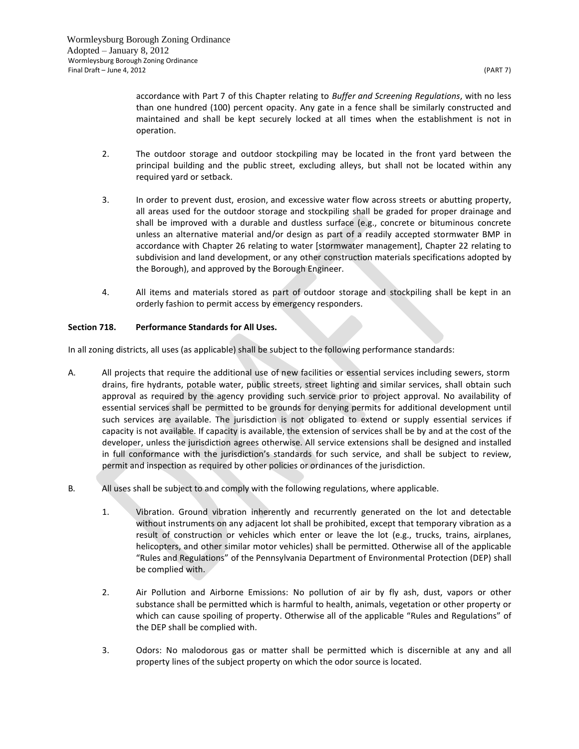accordance with Part 7 of this Chapter relating to *Buffer and Screening Regulations*, with no less than one hundred (100) percent opacity. Any gate in a fence shall be similarly constructed and maintained and shall be kept securely locked at all times when the establishment is not in operation.

2. The outdoor storage and outdoor stockpiling may be located in the front yard between the principal building and the public street, excluding alleys, but shall not be located within any required yard or setback.

3. In order to prevent dust, erosion, and excessive water flow across streets or abutting property, all areas used for the outdoor storage and stockpiling shall be graded for proper drainage and shall be improved with a durable and dustless surface (e.g., concrete or bituminous concrete unless an alternative material and/or design as part of a readily accepted stormwater BMP in accordance with Chapter 26 relating to water [stormwater management], Chapter 22 relating to subdivision and land development, or any other construction materials specifications adopted by the Borough), and approved by the Borough Engineer.

4. All items and materials stored as part of outdoor storage and stockpiling shall be kept in an orderly fashion to permit access by emergency responders.

**Section 718. Performance Standards for All Uses.**

In all zoning districts, all uses (as applicable) shall be subject to the following performance standards:

A. All projects that require the additional use of new facilities or essential services including sewers, storm drains, fire hydrants, potable water, public streets, street lighting and similar services, shall obtain such approval as required by the agency providing such service prior to project approval. No availability of essential services shall be permitted to be grounds for denying permits for additional development until such services are available. The jurisdiction is not obligated to extend or supply essential services if capacity is not available. If capacity is available, the extension of services shall be by and at the cost of the developer, unless the jurisdiction agrees otherwise. All service extensions shall be designed and installed in full conformance with the jurisdiction's standards for such service, and shall be subject to review, permit and inspection as required by other policies or ordinances of the jurisdiction.

B. All uses shall be subject to and comply with the following regulations, where applicable.

1. Vibration. Ground vibration inherently and recurrently generated on the lot and detectable without instruments on any adjacent lot shall be prohibited, except that temporary vibration as a result of construction or vehicles which enter or leave the lot (e.g., trucks, trains, airplanes, helicopters, and other similar motor vehicles) shall be permitted. Otherwise all of the applicable "Rules and Regulations" of the Pennsylvania Department of Environmental Protection (DEP) shall be complied with.

2. Air Pollution and Airborne Emissions: No pollution of air by fly ash, dust, vapors or other substance shall be permitted which is harmful to health, animals, vegetation or other property or which can cause spoiling of property. Otherwise all of the applicable "Rules and Regulations" of the DEP shall be complied with.

3. Odors: No malodorous gas or matter shall be permitted which is discernible at any and all property lines of the subject property on which the odor source is located.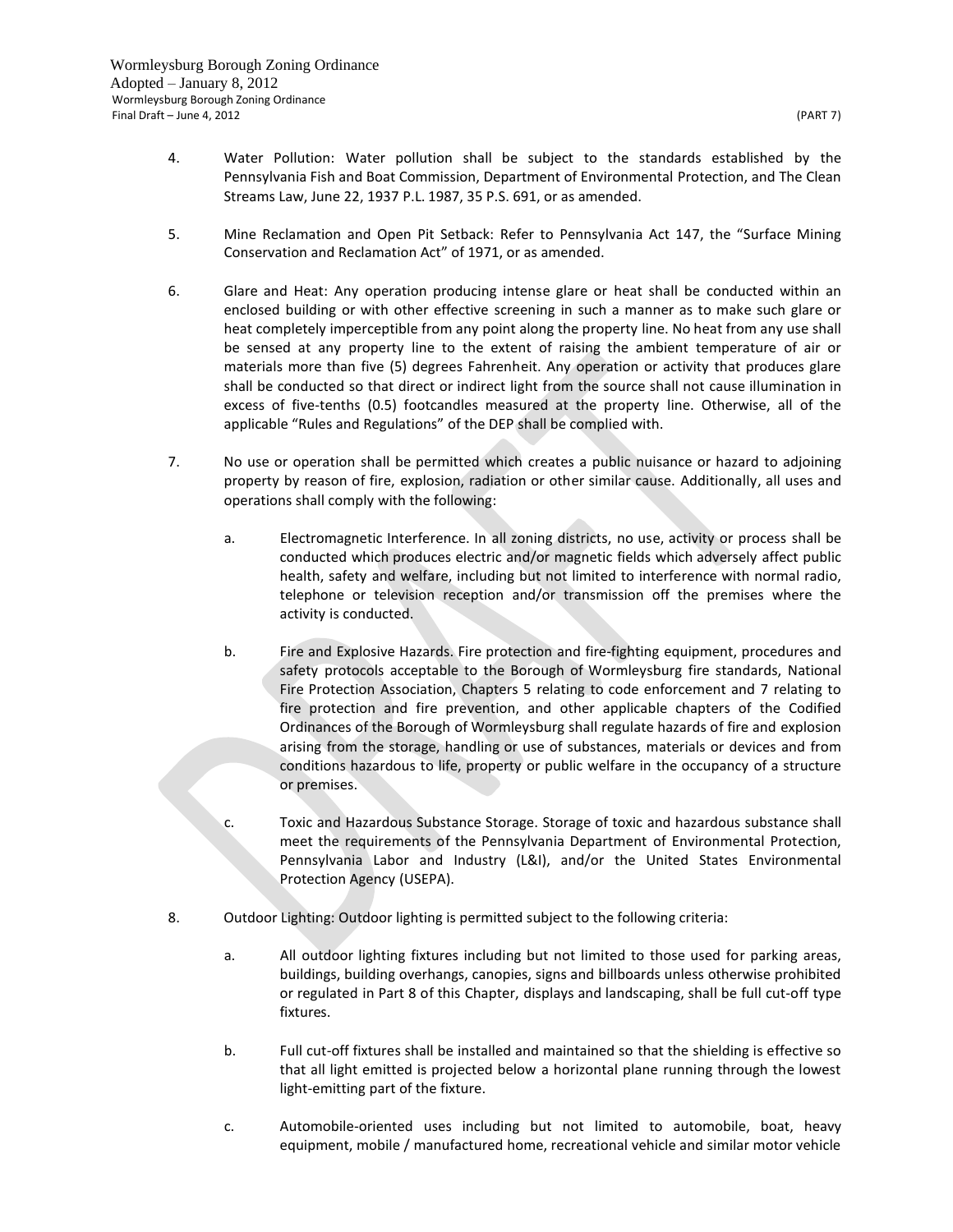4. Water Pollution: Water pollution shall be subject to the standards established by the Pennsylvania Fish and Boat Commission, Department of Environmental Protection, and The Clean Streams Law, June 22, 1937 P.L. 1987, 35 P.S. 691, or as amended.

5. Mine Reclamation and Open Pit Setback: Refer to Pennsylvania Act 147, the "Surface Mining Conservation and Reclamation Act" of 1971, or as amended.

6. Glare and Heat: Any operation producing intense glare or heat shall be conducted within an enclosed building or with other effective screening in such a manner as to make such glare or heat completely imperceptible from any point along the property line. No heat from any use shall be sensed at any property line to the extent of raising the ambient temperature of air or materials more than five (5) degrees Fahrenheit. Any operation or activity that produces glare shall be conducted so that direct or indirect light from the source shall not cause illumination in excess of five-tenths (0.5) footcandles measured at the property line. Otherwise, all of the applicable "Rules and Regulations" of the DEP shall be complied with.

7. No use or operation shall be permitted which creates a public nuisance or hazard to adjoining property by reason of fire, explosion, radiation or other similar cause. Additionally, all uses and operations shall comply with the following:

   a. Electromagnetic Interference. In all zoning districts, no use, activity or process shall be conducted which produces electric and/or magnetic fields which adversely affect public health, safety and welfare, including but not limited to interference with normal radio, telephone or television reception and/or transmission off the premises where the activity is conducted.

   b. Fire and Explosive Hazards. Fire protection and fire-fighting equipment, procedures and safety protocols acceptable to the Borough of Wormleysburg fire standards, National Fire Protection Association, Chapters 5 relating to code enforcement and 7 relating to fire protection and fire prevention, and other applicable chapters of the Codified Ordinances of the Borough of Wormleysburg shall regulate hazards of fire and explosion arising from the storage, handling or use of substances, materials or devices and from conditions hazardous to life, property or public welfare in the occupancy of a structure or premises.

   c. Toxic and Hazardous Substance Storage. Storage of toxic and hazardous substance shall meet the requirements of the Pennsylvania Department of Environmental Protection, Pennsylvania Labor and Industry (L&I), and/or the United States Environmental Protection Agency (USEPA).

8. Outdoor Lighting: Outdoor lighting is permitted subject to the following criteria:

   a. All outdoor lighting fixtures including but not limited to those used for parking areas, buildings, building overhangs, canopies, signs and billboards unless otherwise prohibited or regulated in Part 8 of this Chapter, displays and landscaping, shall be full cut-off type fixtures.

   b. Full cut-off fixtures shall be installed and maintained so that the shielding is effective so that all light emitted is projected below a horizontal plane running through the lowest light-emitting part of the fixture.

   c. Automobile-oriented uses including but not limited to automobile, boat, heavy equipment, mobile / manufactured home, recreational vehicle and similar motor vehicle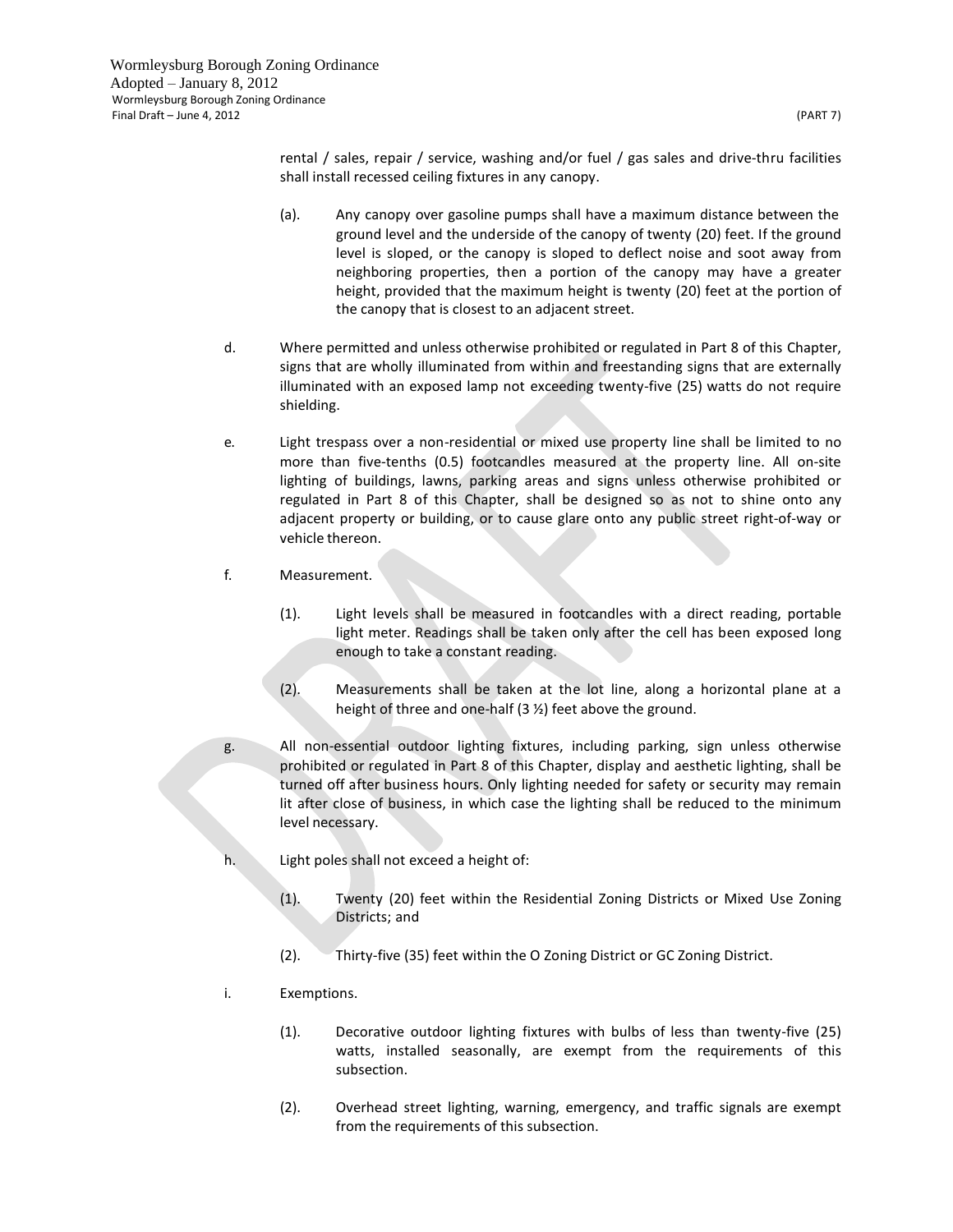rental / sales, repair / service, washing and/or fuel / gas sales and drive-thru facilities shall install recessed ceiling fixtures in any canopy.

(a). Any canopy over gasoline pumps shall have a maximum distance between the ground level and the underside of the canopy of twenty (20) feet. If the ground level is sloped, or the canopy is sloped to deflect noise and soot away from neighboring properties, then a portion of the canopy may have a greater height, provided that the maximum height is twenty (20) feet at the portion of the canopy that is closest to an adjacent street.

d. Where permitted and unless otherwise prohibited or regulated in Part 8 of this Chapter, signs that are wholly illuminated from within and freestanding signs that are externally illuminated with an exposed lamp not exceeding twenty-five (25) watts do not require shielding.

e. Light trespass over a non-residential or mixed use property line shall be limited to no more than five-tenths (0.5) footcandles measured at the property line. All on-site lighting of buildings, lawns, parking areas and signs unless otherwise prohibited or regulated in Part 8 of this Chapter, shall be designed so as not to shine onto any adjacent property or building, or to cause glare onto any public street right-of-way or vehicle thereon.

f. Measurement.

(1). Light levels shall be measured in footcandles with a direct reading, portable light meter. Readings shall be taken only after the cell has been exposed long enough to take a constant reading.

(2). Measurements shall be taken at the lot line, along a horizontal plane at a height of three and one-half (3 ½) feet above the ground.

g. All non-essential outdoor lighting fixtures, including parking, sign unless otherwise prohibited or regulated in Part 8 of this Chapter, display and aesthetic lighting, shall be turned off after business hours. Only lighting needed for safety or security may remain lit after close of business, in which case the lighting shall be reduced to the minimum level necessary.

h. Light poles shall not exceed a height of:

(1). Twenty (20) feet within the Residential Zoning Districts or Mixed Use Zoning Districts; and

(2). Thirty-five (35) feet within the O Zoning District or GC Zoning District.

i. Exemptions.

(1). Decorative outdoor lighting fixtures with bulbs of less than twenty-five (25) watts, installed seasonally, are exempt from the requirements of this subsection.

(2). Overhead street lighting, warning, emergency, and traffic signals are exempt from the requirements of this subsection.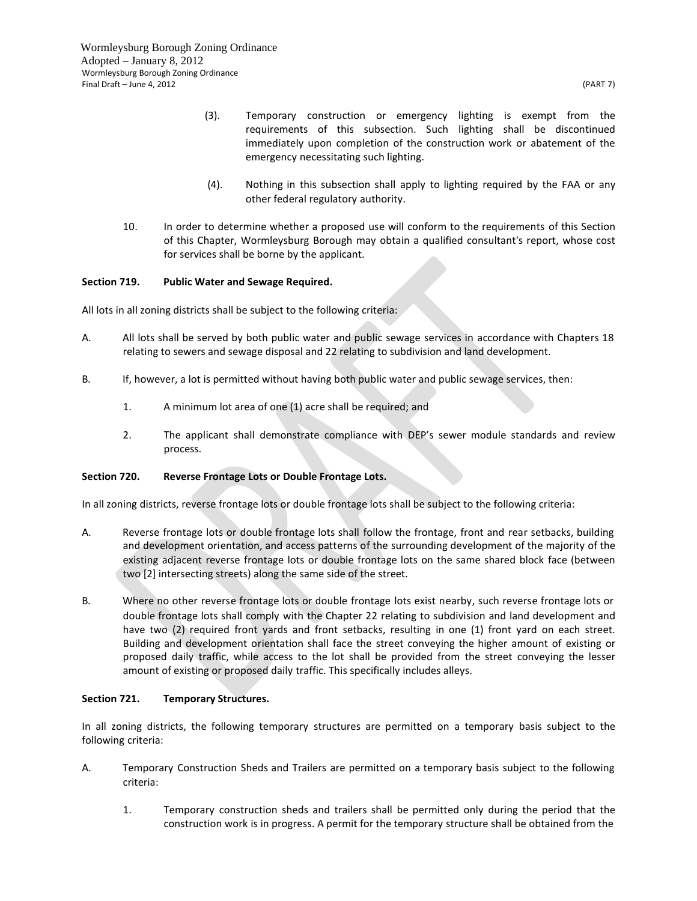(3). Temporary construction or emergency lighting is exempt from the requirements of this subsection. Such lighting shall be discontinued immediately upon completion of the construction work or abatement of the emergency necessitating such lighting.

(4). Nothing in this subsection shall apply to lighting required by the FAA or any other federal regulatory authority.

10. In order to determine whether a proposed use will conform to the requirements of this Section of this Chapter, Wormleysburg Borough may obtain a qualified consultant's report, whose cost for services shall be borne by the applicant.

**Section 719. Public Water and Sewage Required.**

All lots in all zoning districts shall be subject to the following criteria:

A. All lots shall be served by both public water and public sewage services in accordance with Chapters 18 relating to sewers and sewage disposal and 22 relating to subdivision and land development.

B. If, however, a lot is permitted without having both public water and public sewage services, then:

1. A minimum lot area of one (1) acre shall be required; and

2. The applicant shall demonstrate compliance with DEP's sewer module standards and review process.

**Section 720. Reverse Frontage Lots or Double Frontage Lots.**

In all zoning districts, reverse frontage lots or double frontage lots shall be subject to the following criteria:

A. Reverse frontage lots or double frontage lots shall follow the frontage, front and rear setbacks, building and development orientation, and access patterns of the surrounding development of the majority of the existing adjacent reverse frontage lots or double frontage lots on the same shared block face (between two [2] intersecting streets) along the same side of the street.

B. Where no other reverse frontage lots or double frontage lots exist nearby, such reverse frontage lots or double frontage lots shall comply with the Chapter 22 relating to subdivision and land development and have two (2) required front yards and front setbacks, resulting in one (1) front yard on each street. Building and development orientation shall face the street conveying the higher amount of existing or proposed daily traffic, while access to the lot shall be provided from the street conveying the lesser amount of existing or proposed daily traffic. This specifically includes alleys.

**Section 721. Temporary Structures.**

In all zoning districts, the following temporary structures are permitted on a temporary basis subject to the following criteria:

A. Temporary Construction Sheds and Trailers are permitted on a temporary basis subject to the following criteria:

1. Temporary construction sheds and trailers shall be permitted only during the period that the construction work is in progress. A permit for the temporary structure shall be obtained from the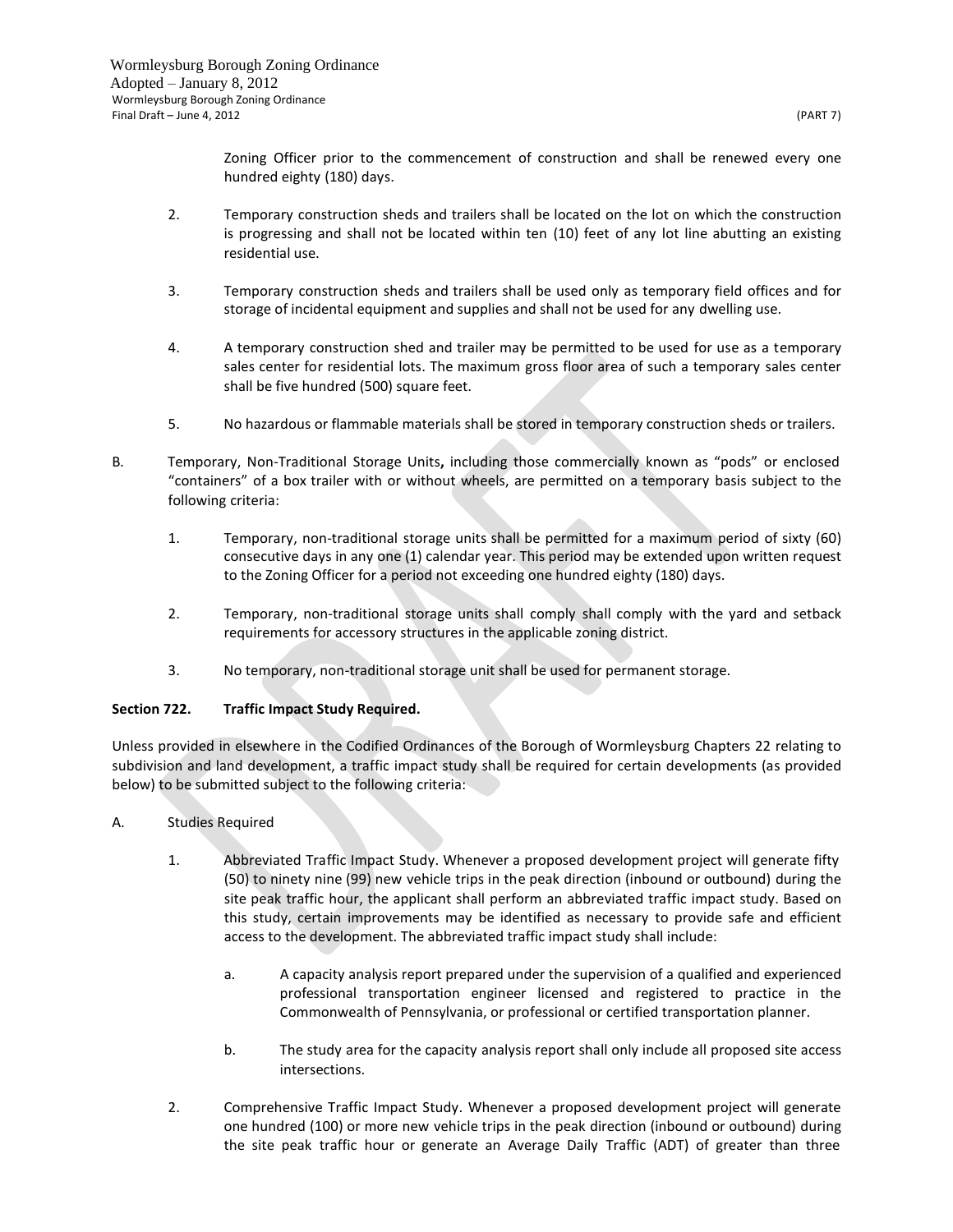Zoning Officer prior to the commencement of construction and shall be renewed every one hundred eighty (180) days.

2. Temporary construction sheds and trailers shall be located on the lot on which the construction is progressing and shall not be located within ten (10) feet of any lot line abutting an existing residential use.

3. Temporary construction sheds and trailers shall be used only as temporary field offices and for storage of incidental equipment and supplies and shall not be used for any dwelling use.

4. A temporary construction shed and trailer may be permitted to be used for use as a temporary sales center for residential lots. The maximum gross floor area of such a temporary sales center shall be five hundred (500) square feet.

5. No hazardous or flammable materials shall be stored in temporary construction sheds or trailers.

B. Temporary, Non-Traditional Storage Units**,** including those commercially known as "pods" or enclosed "containers" of a box trailer with or without wheels, are permitted on a temporary basis subject to the following criteria:

1. Temporary, non-traditional storage units shall be permitted for a maximum period of sixty (60) consecutive days in any one (1) calendar year. This period may be extended upon written request to the Zoning Officer for a period not exceeding one hundred eighty (180) days.

2. Temporary, non-traditional storage units shall comply shall comply with the yard and setback requirements for accessory structures in the applicable zoning district.

3. No temporary, non-traditional storage unit shall be used for permanent storage.

**Section 722. Traffic Impact Study Required.**

Unless provided in elsewhere in the Codified Ordinances of the Borough of Wormleysburg Chapters 22 relating to subdivision and land development, a traffic impact study shall be required for certain developments (as provided below) to be submitted subject to the following criteria:

A. Studies Required

1. Abbreviated Traffic Impact Study. Whenever a proposed development project will generate fifty (50) to ninety nine (99) new vehicle trips in the peak direction (inbound or outbound) during the site peak traffic hour, the applicant shall perform an abbreviated traffic impact study. Based on this study, certain improvements may be identified as necessary to provide safe and efficient access to the development. The abbreviated traffic impact study shall include:

   a. A capacity analysis report prepared under the supervision of a qualified and experienced professional transportation engineer licensed and registered to practice in the Commonwealth of Pennsylvania, or professional or certified transportation planner.

   b. The study area for the capacity analysis report shall only include all proposed site access intersections.

2. Comprehensive Traffic Impact Study. Whenever a proposed development project will generate one hundred (100) or more new vehicle trips in the peak direction (inbound or outbound) during the site peak traffic hour or generate an Average Daily Traffic (ADT) of greater than three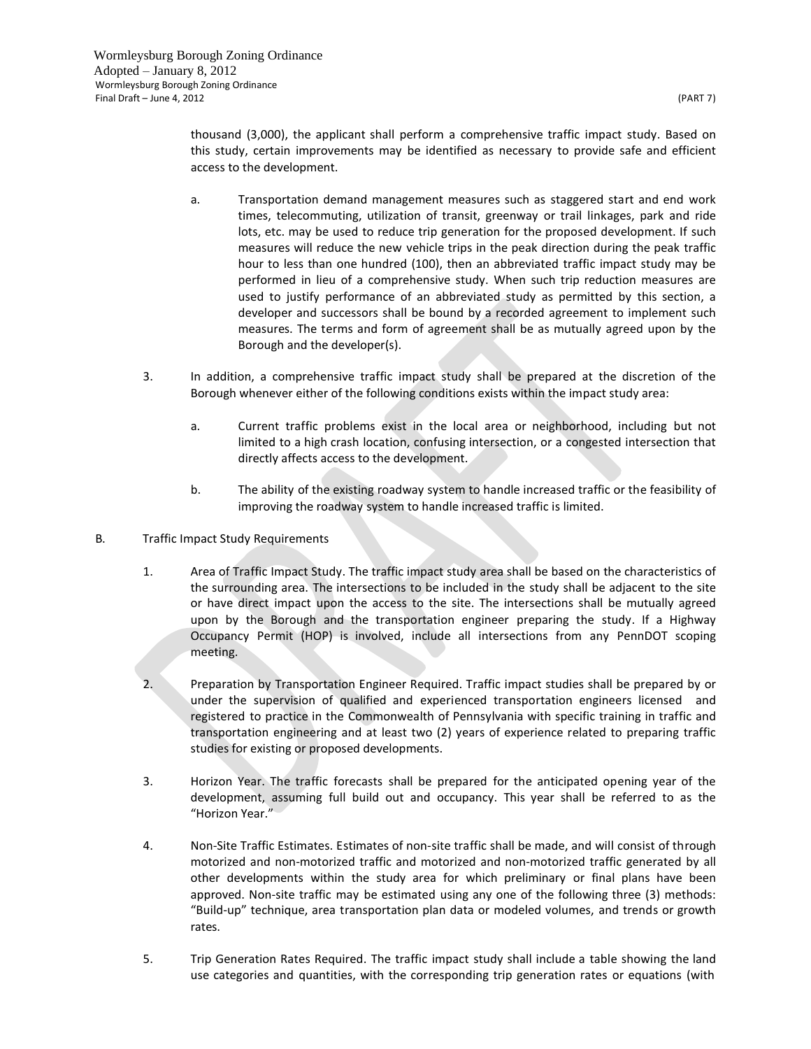thousand (3,000), the applicant shall perform a comprehensive traffic impact study. Based on this study, certain improvements may be identified as necessary to provide safe and efficient access to the development.

a. Transportation demand management measures such as staggered start and end work times, telecommuting, utilization of transit, greenway or trail linkages, park and ride lots, etc. may be used to reduce trip generation for the proposed development. If such measures will reduce the new vehicle trips in the peak direction during the peak traffic hour to less than one hundred (100), then an abbreviated traffic impact study may be performed in lieu of a comprehensive study. When such trip reduction measures are used to justify performance of an abbreviated study as permitted by this section, a developer and successors shall be bound by a recorded agreement to implement such measures. The terms and form of agreement shall be as mutually agreed upon by the Borough and the developer(s).

3. In addition, a comprehensive traffic impact study shall be prepared at the discretion of the Borough whenever either of the following conditions exists within the impact study area:

   a. Current traffic problems exist in the local area or neighborhood, including but not limited to a high crash location, confusing intersection, or a congested intersection that directly affects access to the development.

   b. The ability of the existing roadway system to handle increased traffic or the feasibility of improving the roadway system to handle increased traffic is limited.

B. Traffic Impact Study Requirements

1. Area of Traffic Impact Study. The traffic impact study area shall be based on the characteristics of the surrounding area. The intersections to be included in the study shall be adjacent to the site or have direct impact upon the access to the site. The intersections shall be mutually agreed upon by the Borough and the transportation engineer preparing the study. If a Highway Occupancy Permit (HOP) is involved, include all intersections from any PennDOT scoping meeting.

2. Preparation by Transportation Engineer Required. Traffic impact studies shall be prepared by or under the supervision of qualified and experienced transportation engineers licensed and registered to practice in the Commonwealth of Pennsylvania with specific training in traffic and transportation engineering and at least two (2) years of experience related to preparing traffic studies for existing or proposed developments.

3. Horizon Year. The traffic forecasts shall be prepared for the anticipated opening year of the development, assuming full build out and occupancy. This year shall be referred to as the "Horizon Year."

4. Non-Site Traffic Estimates. Estimates of non-site traffic shall be made, and will consist of through motorized and non-motorized traffic and motorized and non-motorized traffic generated by all other developments within the study area for which preliminary or final plans have been approved. Non-site traffic may be estimated using any one of the following three (3) methods: "Build-up" technique, area transportation plan data or modeled volumes, and trends or growth rates.

5. Trip Generation Rates Required. The traffic impact study shall include a table showing the land use categories and quantities, with the corresponding trip generation rates or equations (with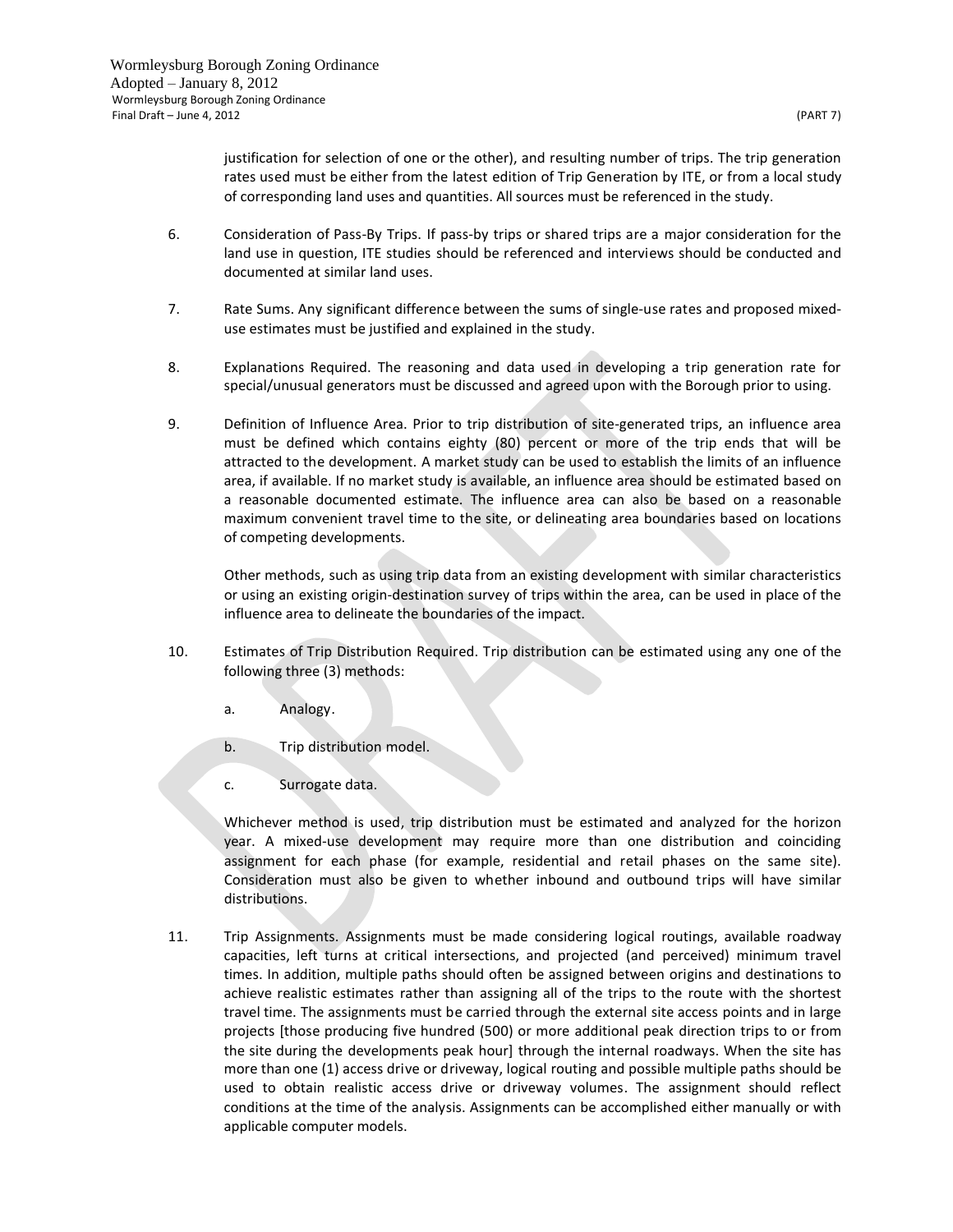justification for selection of one or the other), and resulting number of trips. The trip generation rates used must be either from the latest edition of Trip Generation by ITE, or from a local study of corresponding land uses and quantities. All sources must be referenced in the study.

6. Consideration of Pass-By Trips. If pass-by trips or shared trips are a major consideration for the land use in question, ITE studies should be referenced and interviews should be conducted and documented at similar land uses.

7. Rate Sums. Any significant difference between the sums of single-use rates and proposed mixed-use estimates must be justified and explained in the study.

8. Explanations Required. The reasoning and data used in developing a trip generation rate for special/unusual generators must be discussed and agreed upon with the Borough prior to using.

9. Definition of Influence Area. Prior to trip distribution of site-generated trips, an influence area must be defined which contains eighty (80) percent or more of the trip ends that will be attracted to the development. A market study can be used to establish the limits of an influence area, if available. If no market study is available, an influence area should be estimated based on a reasonable documented estimate. The influence area can also be based on a reasonable maximum convenient travel time to the site, or delineating area boundaries based on locations of competing developments.

   Other methods, such as using trip data from an existing development with similar characteristics or using an existing origin-destination survey of trips within the area, can be used in place of the influence area to delineate the boundaries of the impact.

10. Estimates of Trip Distribution Required. Trip distribution can be estimated using any one of the following three (3) methods:

    a. Analogy.

    b. Trip distribution model.

    c. Surrogate data.

    Whichever method is used, trip distribution must be estimated and analyzed for the horizon year. A mixed-use development may require more than one distribution and coinciding assignment for each phase (for example, residential and retail phases on the same site). Consideration must also be given to whether inbound and outbound trips will have similar distributions.

11. Trip Assignments. Assignments must be made considering logical routings, available roadway capacities, left turns at critical intersections, and projected (and perceived) minimum travel times. In addition, multiple paths should often be assigned between origins and destinations to achieve realistic estimates rather than assigning all of the trips to the route with the shortest travel time. The assignments must be carried through the external site access points and in large projects [those producing five hundred (500) or more additional peak direction trips to or from the site during the developments peak hour] through the internal roadways. When the site has more than one (1) access drive or driveway, logical routing and possible multiple paths should be used to obtain realistic access drive or driveway volumes. The assignment should reflect conditions at the time of the analysis. Assignments can be accomplished either manually or with applicable computer models.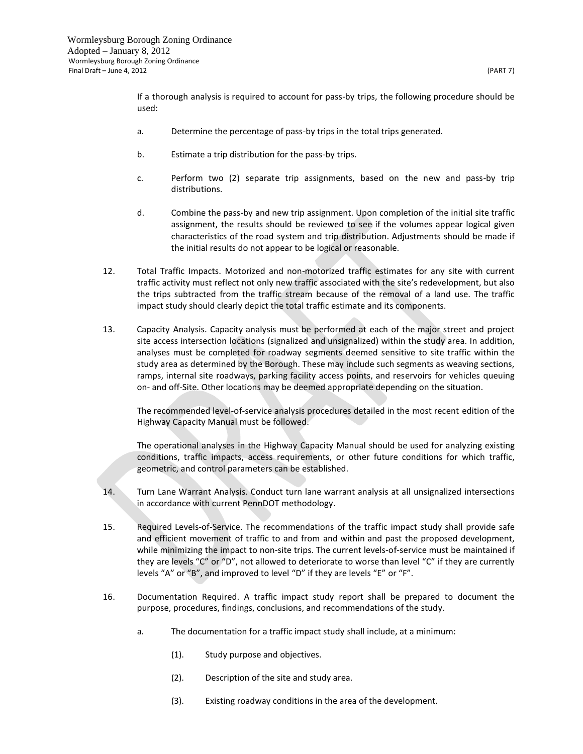If a thorough analysis is required to account for pass-by trips, the following procedure should be used:

a. Determine the percentage of pass-by trips in the total trips generated.

b. Estimate a trip distribution for the pass-by trips.

c. Perform two (2) separate trip assignments, based on the new and pass-by trip distributions.

d. Combine the pass-by and new trip assignment. Upon completion of the initial site traffic assignment, the results should be reviewed to see if the volumes appear logical given characteristics of the road system and trip distribution. Adjustments should be made if the initial results do not appear to be logical or reasonable.

12. Total Traffic Impacts. Motorized and non-motorized traffic estimates for any site with current traffic activity must reflect not only new traffic associated with the site's redevelopment, but also the trips subtracted from the traffic stream because of the removal of a land use. The traffic impact study should clearly depict the total traffic estimate and its components.

13. Capacity Analysis. Capacity analysis must be performed at each of the major street and project site access intersection locations (signalized and unsignalized) within the study area. In addition, analyses must be completed for roadway segments deemed sensitive to site traffic within the study area as determined by the Borough. These may include such segments as weaving sections, ramps, internal site roadways, parking facility access points, and reservoirs for vehicles queuing on- and off-Site. Other locations may be deemed appropriate depending on the situation.

    The recommended level-of-service analysis procedures detailed in the most recent edition of the Highway Capacity Manual must be followed.

    The operational analyses in the Highway Capacity Manual should be used for analyzing existing conditions, traffic impacts, access requirements, or other future conditions for which traffic, geometric, and control parameters can be established.

14. Turn Lane Warrant Analysis. Conduct turn lane warrant analysis at all unsignalized intersections in accordance with current PennDOT methodology.

15. Required Levels-of-Service. The recommendations of the traffic impact study shall provide safe and efficient movement of traffic to and from and within and past the proposed development, while minimizing the impact to non-site trips. The current levels-of-service must be maintained if they are levels "C" or "D", not allowed to deteriorate to worse than level "C" if they are currently levels "A" or "B", and improved to level "D" if they are levels "E" or "F".

16. Documentation Required. A traffic impact study report shall be prepared to document the purpose, procedures, findings, conclusions, and recommendations of the study.

    a. The documentation for a traffic impact study shall include, at a minimum:

        (1). Study purpose and objectives.

        (2). Description of the site and study area.

        (3). Existing roadway conditions in the area of the development.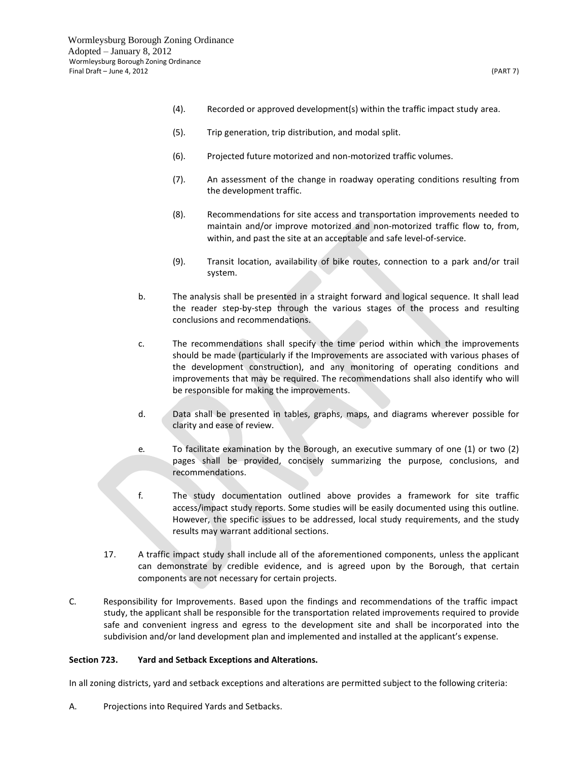(4). Recorded or approved development(s) within the traffic impact study area.

(5). Trip generation, trip distribution, and modal split.

(6). Projected future motorized and non-motorized traffic volumes.

(7). An assessment of the change in roadway operating conditions resulting from the development traffic.

(8). Recommendations for site access and transportation improvements needed to maintain and/or improve motorized and non-motorized traffic flow to, from, within, and past the site at an acceptable and safe level-of-service.

(9). Transit location, availability of bike routes, connection to a park and/or trail system.

b. The analysis shall be presented in a straight forward and logical sequence. It shall lead the reader step-by-step through the various stages of the process and resulting conclusions and recommendations.

c. The recommendations shall specify the time period within which the improvements should be made (particularly if the Improvements are associated with various phases of the development construction), and any monitoring of operating conditions and improvements that may be required. The recommendations shall also identify who will be responsible for making the improvements.

d. Data shall be presented in tables, graphs, maps, and diagrams wherever possible for clarity and ease of review.

e. To facilitate examination by the Borough, an executive summary of one (1) or two (2) pages shall be provided, concisely summarizing the purpose, conclusions, and recommendations.

f. The study documentation outlined above provides a framework for site traffic access/impact study reports. Some studies will be easily documented using this outline. However, the specific issues to be addressed, local study requirements, and the study results may warrant additional sections.

17. A traffic impact study shall include all of the aforementioned components, unless the applicant can demonstrate by credible evidence, and is agreed upon by the Borough, that certain components are not necessary for certain projects.

C. Responsibility for Improvements. Based upon the findings and recommendations of the traffic impact study, the applicant shall be responsible for the transportation related improvements required to provide safe and convenient ingress and egress to the development site and shall be incorporated into the subdivision and/or land development plan and implemented and installed at the applicant's expense.

**Section 723. Yard and Setback Exceptions and Alterations.**

In all zoning districts, yard and setback exceptions and alterations are permitted subject to the following criteria:

A. Projections into Required Yards and Setbacks.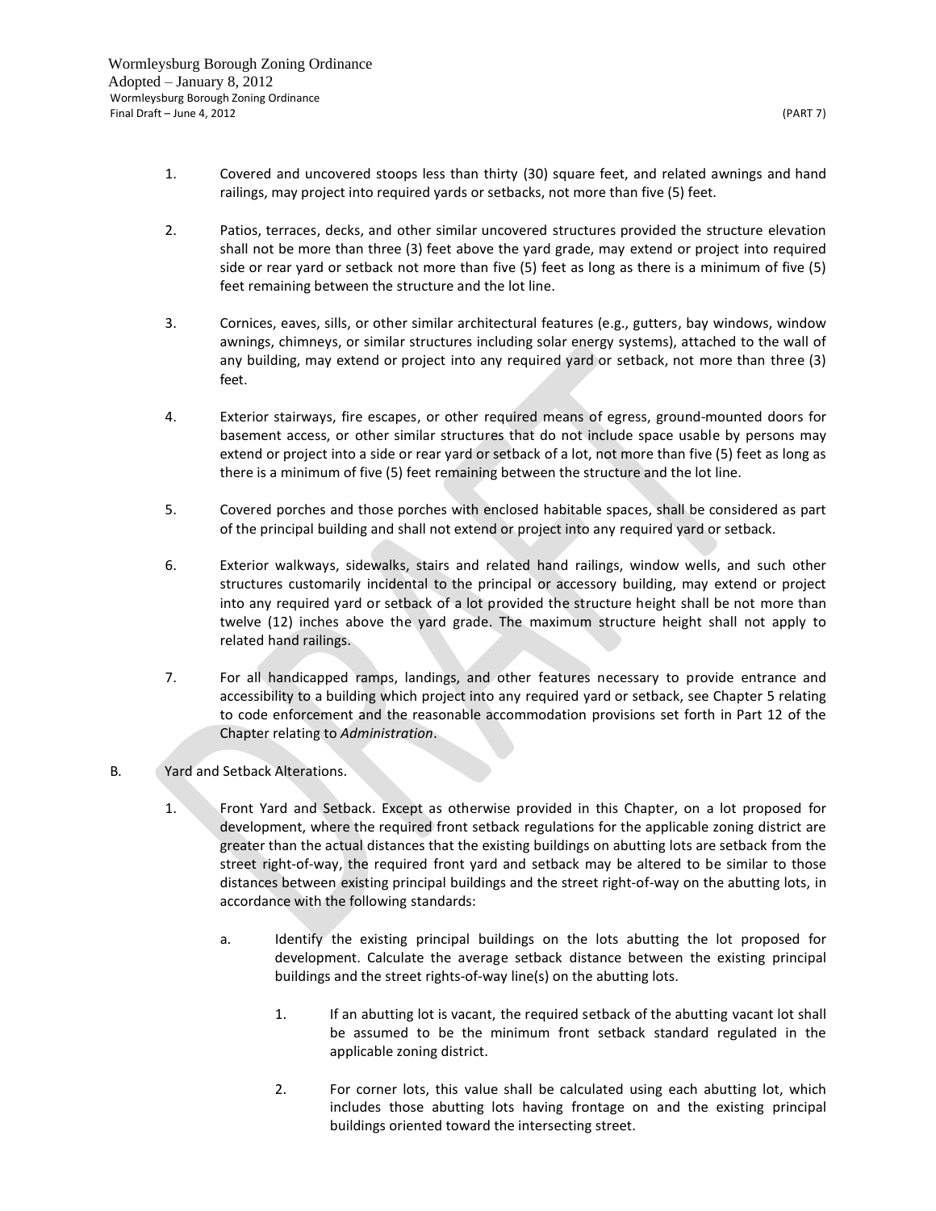1. Covered and uncovered stoops less than thirty (30) square feet, and related awnings and hand railings, may project into required yards or setbacks, not more than five (5) feet.

2. Patios, terraces, decks, and other similar uncovered structures provided the structure elevation shall not be more than three (3) feet above the yard grade, may extend or project into required side or rear yard or setback not more than five (5) feet as long as there is a minimum of five (5) feet remaining between the structure and the lot line.

3. Cornices, eaves, sills, or other similar architectural features (e.g., gutters, bay windows, window awnings, chimneys, or similar structures including solar energy systems), attached to the wall of any building, may extend or project into any required yard or setback, not more than three (3) feet.

4. Exterior stairways, fire escapes, or other required means of egress, ground-mounted doors for basement access, or other similar structures that do not include space usable by persons may extend or project into a side or rear yard or setback of a lot, not more than five (5) feet as long as there is a minimum of five (5) feet remaining between the structure and the lot line.

5. Covered porches and those porches with enclosed habitable spaces, shall be considered as part of the principal building and shall not extend or project into any required yard or setback.

6. Exterior walkways, sidewalks, stairs and related hand railings, window wells, and such other structures customarily incidental to the principal or accessory building, may extend or project into any required yard or setback of a lot provided the structure height shall be not more than twelve (12) inches above the yard grade. The maximum structure height shall not apply to related hand railings.

7. For all handicapped ramps, landings, and other features necessary to provide entrance and accessibility to a building which project into any required yard or setback, see Chapter 5 relating to code enforcement and the reasonable accommodation provisions set forth in Part 12 of the Chapter relating to *Administration*.

B. Yard and Setback Alterations.

1. Front Yard and Setback. Except as otherwise provided in this Chapter, on a lot proposed for development, where the required front setback regulations for the applicable zoning district are greater than the actual distances that the existing buildings on abutting lots are setback from the street right-of-way, the required front yard and setback may be altered to be similar to those distances between existing principal buildings and the street right-of-way on the abutting lots, in accordance with the following standards:

   a. Identify the existing principal buildings on the lots abutting the lot proposed for development. Calculate the average setback distance between the existing principal buildings and the street rights-of-way line(s) on the abutting lots.

      1. If an abutting lot is vacant, the required setback of the abutting vacant lot shall be assumed to be the minimum front setback standard regulated in the applicable zoning district.

      2. For corner lots, this value shall be calculated using each abutting lot, which includes those abutting lots having frontage on and the existing principal buildings oriented toward the intersecting street.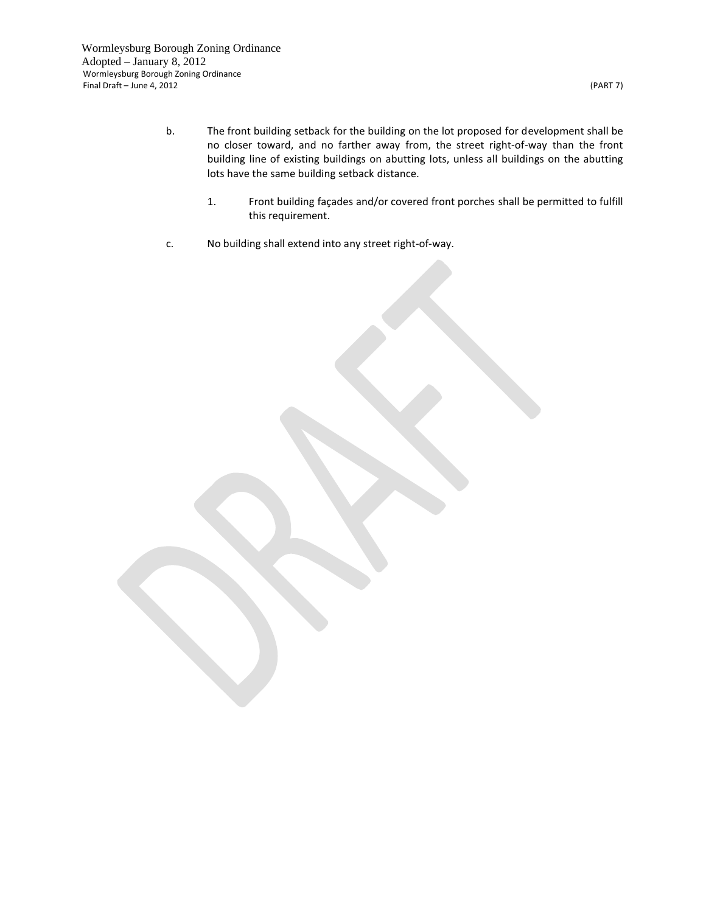b. The front building setback for the building on the lot proposed for development shall be no closer toward, and no farther away from, the street right-of-way than the front building line of existing buildings on abutting lots, unless all buildings on the abutting lots have the same building setback distance.

    1. Front building façades and/or covered front porches shall be permitted to fulfill this requirement.

c. No building shall extend into any street right-of-way.